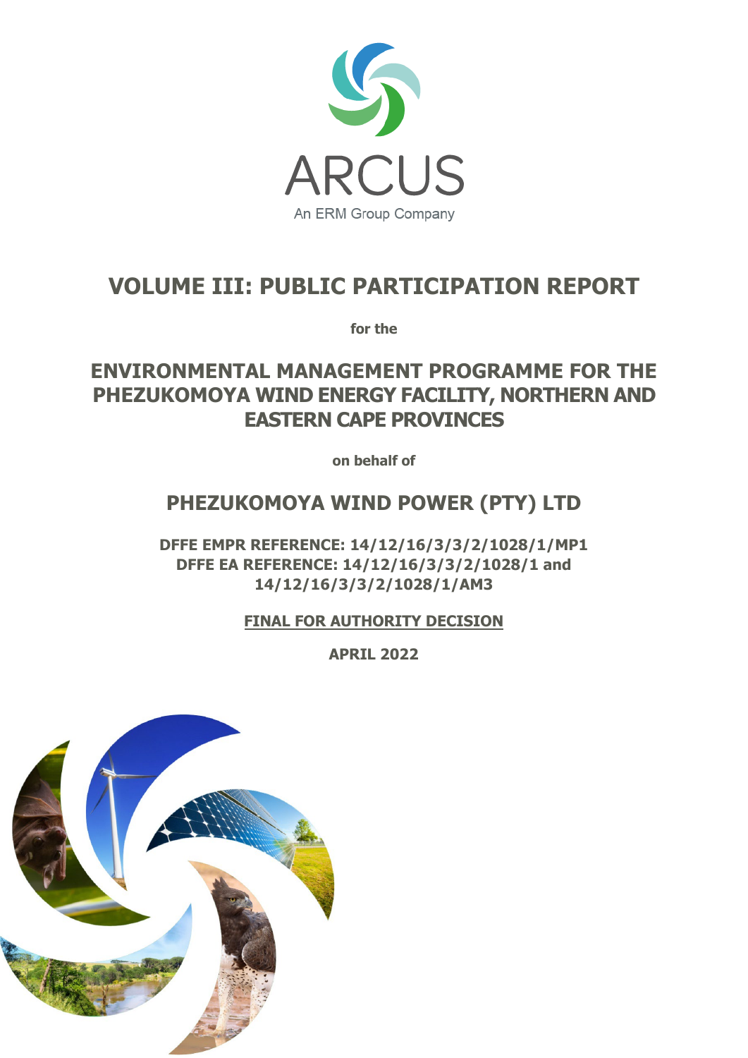ARCUS

An ERM Group Company

# VOLUME III: PUBLIC PARTICIPATION REPORT

**for the**

## ENVIRONMENTAL MANAGEMENT PROGRAMME FOR THE PHEZUKOMOYA WIND ENERGY FACILITY, NORTHERN AND EASTERN CAPE PROVINCES

**on behalf of**

## PHEZUKOMOYA WIND POWER (PTY) LTD

**DFFE EMPR REFERENCE: 14/12/16/3/3/2/1028/1/MP1**
**DFFE EA REFERENCE: 14/12/16/3/3/2/1028/1 and 14/12/16/3/3/2/1028/1/AM3**

**FINAL FOR AUTHORITY DECISION**

**APRIL 2022**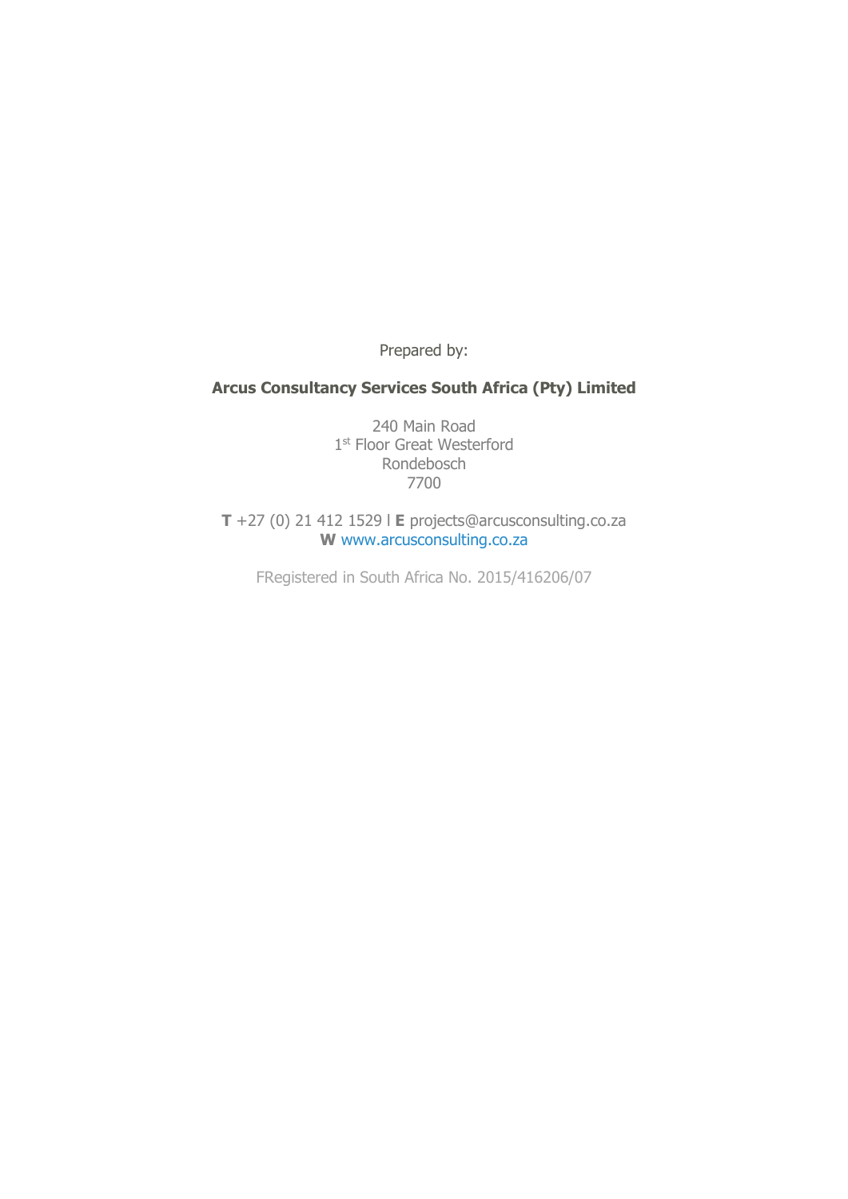Prepared by:

**Arcus Consultancy Services South Africa (Pty) Limited**

240 Main Road
1st Floor Great Westerford
Rondebosch
7700

**T** +27 (0) 21 412 1529 l **E** projects@arcusconsulting.co.za
**W** www.arcusconsulting.co.za

FRegistered in South Africa No. 2015/416206/07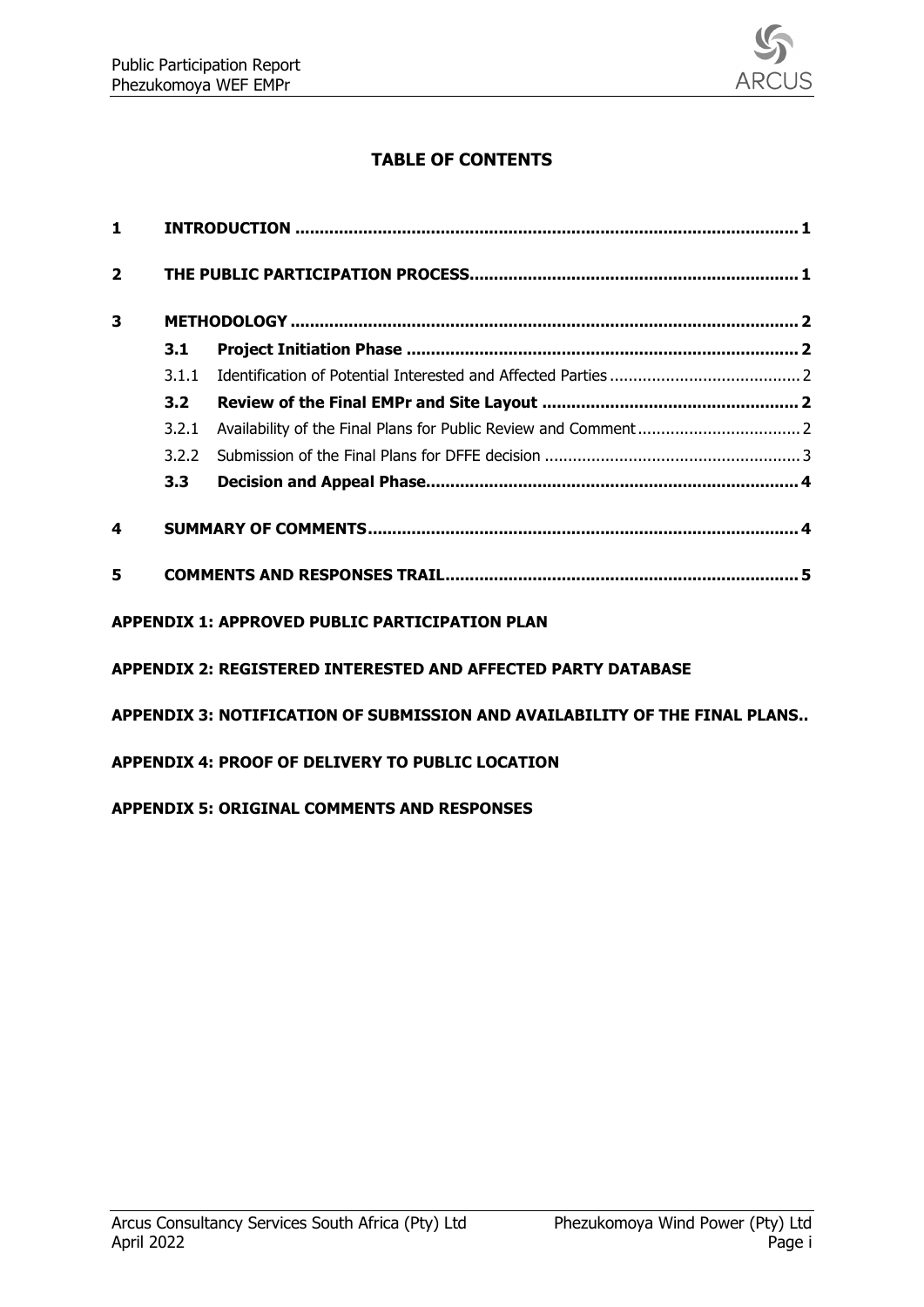**TABLE OF CONTENTS**

| | | | |
|---|---|---|---|
| **1** | **INTRODUCTION** | | **1** |
| **2** | **THE PUBLIC PARTICIPATION PROCESS** | | **1** |
| **3** | **METHODOLOGY** | | **2** |
| | **3.1** | **Project Initiation Phase** | **2** |
| | 3.1.1 | Identification of Potential Interested and Affected Parties | 2 |
| | **3.2** | **Review of the Final EMPr and Site Layout** | **2** |
| | 3.2.1 | Availability of the Final Plans for Public Review and Comment | 2 |
| | 3.2.2 | Submission of the Final Plans for DFFE decision | 3 |
| | **3.3** | **Decision and Appeal Phase** | **4** |
| **4** | **SUMMARY OF COMMENTS** | | **4** |
| **5** | **COMMENTS AND RESPONSES TRAIL** | | **5** |

**APPENDIX 1: APPROVED PUBLIC PARTICIPATION PLAN**

**APPENDIX 2: REGISTERED INTERESTED AND AFFECTED PARTY DATABASE**

**APPENDIX 3: NOTIFICATION OF SUBMISSION AND AVAILABILITY OF THE FINAL PLANS..**

**APPENDIX 4: PROOF OF DELIVERY TO PUBLIC LOCATION**

**APPENDIX 5: ORIGINAL COMMENTS AND RESPONSES**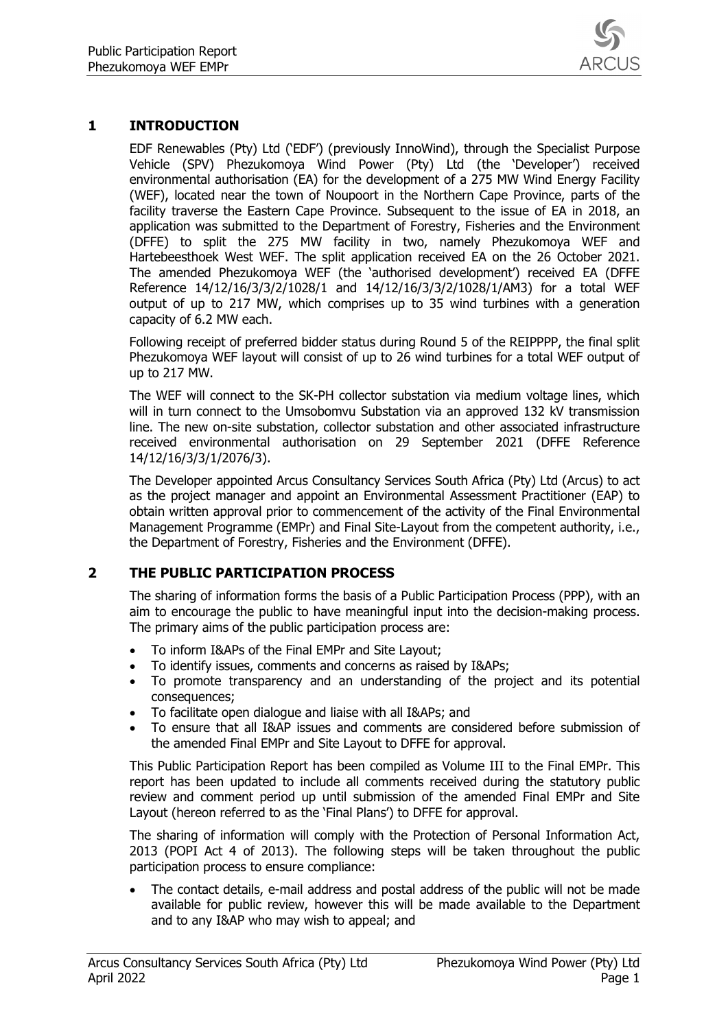## 1 INTRODUCTION

EDF Renewables (Pty) Ltd ('EDF') (previously InnoWind), through the Specialist Purpose Vehicle (SPV) Phezukomoya Wind Power (Pty) Ltd (the 'Developer') received environmental authorisation (EA) for the development of a 275 MW Wind Energy Facility (WEF), located near the town of Noupoort in the Northern Cape Province, parts of the facility traverse the Eastern Cape Province. Subsequent to the issue of EA in 2018, an application was submitted to the Department of Forestry, Fisheries and the Environment (DFFE) to split the 275 MW facility in two, namely Phezukomoya WEF and Hartebeesthoek West WEF. The split application received EA on the 26 October 2021. The amended Phezukomoya WEF (the 'authorised development') received EA (DFFE Reference 14/12/16/3/3/2/1028/1 and 14/12/16/3/3/2/1028/1/AM3) for a total WEF output of up to 217 MW, which comprises up to 35 wind turbines with a generation capacity of 6.2 MW each.

Following receipt of preferred bidder status during Round 5 of the REIPPPP, the final split Phezukomoya WEF layout will consist of up to 26 wind turbines for a total WEF output of up to 217 MW.

The WEF will connect to the SK-PH collector substation via medium voltage lines, which will in turn connect to the Umsobomvu Substation via an approved 132 kV transmission line. The new on-site substation, collector substation and other associated infrastructure received environmental authorisation on 29 September 2021 (DFFE Reference 14/12/16/3/3/1/2076/3).

The Developer appointed Arcus Consultancy Services South Africa (Pty) Ltd (Arcus) to act as the project manager and appoint an Environmental Assessment Practitioner (EAP) to obtain written approval prior to commencement of the activity of the Final Environmental Management Programme (EMPr) and Final Site-Layout from the competent authority, i.e., the Department of Forestry, Fisheries and the Environment (DFFE).

## 2 THE PUBLIC PARTICIPATION PROCESS

The sharing of information forms the basis of a Public Participation Process (PPP), with an aim to encourage the public to have meaningful input into the decision-making process. The primary aims of the public participation process are:

- To inform I&APs of the Final EMPr and Site Layout;
- To identify issues, comments and concerns as raised by I&APs;
- To promote transparency and an understanding of the project and its potential consequences;
- To facilitate open dialogue and liaise with all I&APs; and
- To ensure that all I&AP issues and comments are considered before submission of the amended Final EMPr and Site Layout to DFFE for approval.

This Public Participation Report has been compiled as Volume III to the Final EMPr. This report has been updated to include all comments received during the statutory public review and comment period up until submission of the amended Final EMPr and Site Layout (hereon referred to as the 'Final Plans') to DFFE for approval.

The sharing of information will comply with the Protection of Personal Information Act, 2013 (POPI Act 4 of 2013). The following steps will be taken throughout the public participation process to ensure compliance:

- The contact details, e-mail address and postal address of the public will not be made available for public review, however this will be made available to the Department and to any I&AP who may wish to appeal; and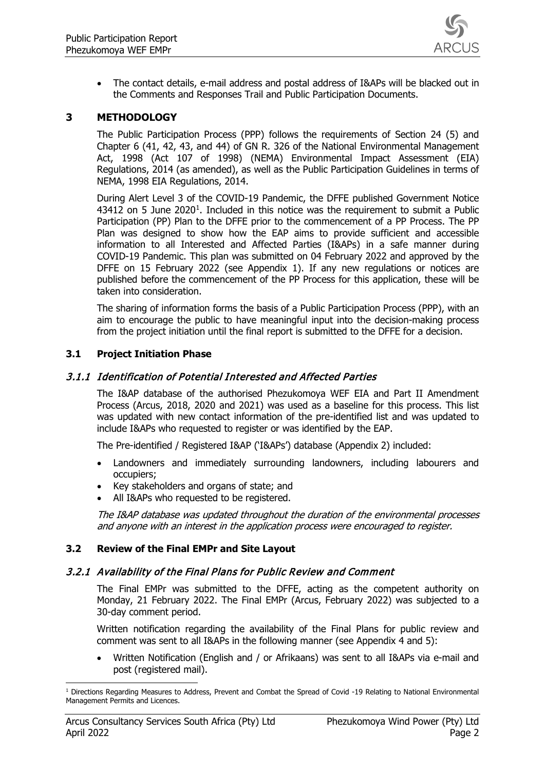- The contact details, e-mail address and postal address of I&APs will be blacked out in the Comments and Responses Trail and Public Participation Documents.

# 3 METHODOLOGY

The Public Participation Process (PPP) follows the requirements of Section 24 (5) and Chapter 6 (41, 42, 43, and 44) of GN R. 326 of the National Environmental Management Act, 1998 (Act 107 of 1998) (NEMA) Environmental Impact Assessment (EIA) Regulations, 2014 (as amended), as well as the Public Participation Guidelines in terms of NEMA, 1998 EIA Regulations, 2014.

During Alert Level 3 of the COVID-19 Pandemic, the DFFE published Government Notice 43412 on 5 June 2020[1]. Included in this notice was the requirement to submit a Public Participation (PP) Plan to the DFFE prior to the commencement of a PP Process. The PP Plan was designed to show how the EAP aims to provide sufficient and accessible information to all Interested and Affected Parties (I&APs) in a safe manner during COVID-19 Pandemic. This plan was submitted on 04 February 2022 and approved by the DFFE on 15 February 2022 (see Appendix 1). If any new regulations or notices are published before the commencement of the PP Process for this application, these will be taken into consideration.

The sharing of information forms the basis of a Public Participation Process (PPP), with an aim to encourage the public to have meaningful input into the decision-making process from the project initiation until the final report is submitted to the DFFE for a decision.

## 3.1 Project Initiation Phase

### *3.1.1 Identification of Potential Interested and Affected Parties*

The I&AP database of the authorised Phezukomoya WEF EIA and Part II Amendment Process (Arcus, 2018, 2020 and 2021) was used as a baseline for this process. This list was updated with new contact information of the pre-identified list and was updated to include I&APs who requested to register or was identified by the EAP.

The Pre-identified / Registered I&AP ('I&APs') database (Appendix 2) included:

- Landowners and immediately surrounding landowners, including labourers and occupiers;
- Key stakeholders and organs of state; and
- All I&APs who requested to be registered.

*The I&AP database was updated throughout the duration of the environmental processes and anyone with an interest in the application process were encouraged to register.*

## 3.2 Review of the Final EMPr and Site Layout

### *3.2.1 Availability of the Final Plans for Public Review and Comment*

The Final EMPr was submitted to the DFFE, acting as the competent authority on Monday, 21 February 2022. The Final EMPr (Arcus, February 2022) was subjected to a 30-day comment period.

Written notification regarding the availability of the Final Plans for public review and comment was sent to all I&APs in the following manner (see Appendix 4 and 5):

- Written Notification (English and / or Afrikaans) was sent to all I&APs via e-mail and post (registered mail).

[1] Directions Regarding Measures to Address, Prevent and Combat the Spread of Covid -19 Relating to National Environmental Management Permits and Licences.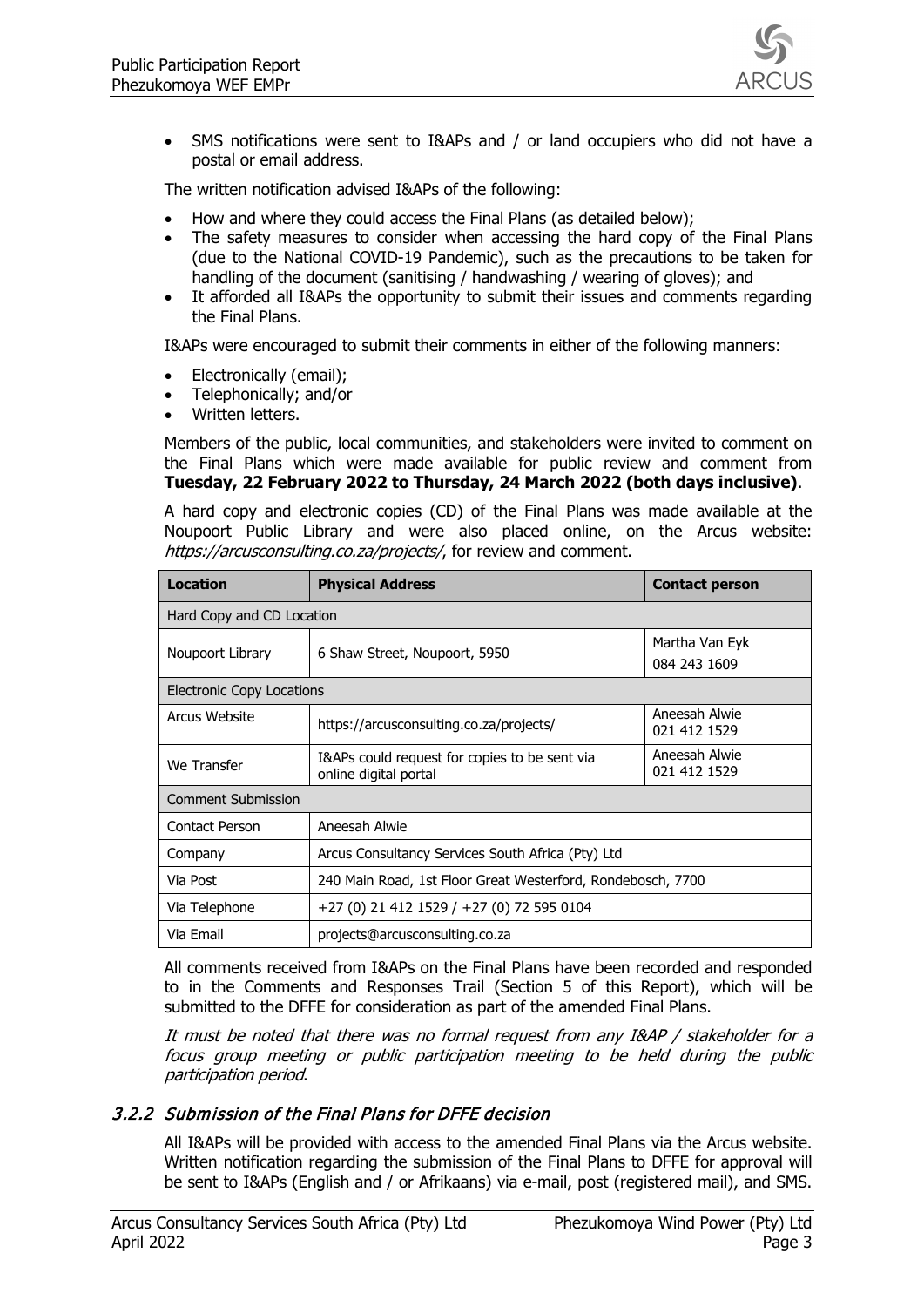- SMS notifications were sent to I&APs and / or land occupiers who did not have a postal or email address.

The written notification advised I&APs of the following:

- How and where they could access the Final Plans (as detailed below);
- The safety measures to consider when accessing the hard copy of the Final Plans (due to the National COVID-19 Pandemic), such as the precautions to be taken for handling of the document (sanitising / handwashing / wearing of gloves); and
- It afforded all I&APs the opportunity to submit their issues and comments regarding the Final Plans.

I&APs were encouraged to submit their comments in either of the following manners:

- Electronically (email);
- Telephonically; and/or
- Written letters.

Members of the public, local communities, and stakeholders were invited to comment on the Final Plans which were made available for public review and comment from **Tuesday, 22 February 2022 to Thursday, 24 March 2022 (both days inclusive)**.

A hard copy and electronic copies (CD) of the Final Plans was made available at the Noupoort Public Library and were also placed online, on the Arcus website: *https://arcusconsulting.co.za/projects/*, for review and comment.

| Location | Physical Address | Contact person |
|---|---|---|
| Hard Copy and CD Location | | |
| Noupoort Library | 6 Shaw Street, Noupoort, 5950 | Martha Van Eyk<br>084 243 1609 |
| Electronic Copy Locations | | |
| Arcus Website | https://arcusconsulting.co.za/projects/ | Aneesah Alwie<br>021 412 1529 |
| We Transfer | I&APs could request for copies to be sent via online digital portal | Aneesah Alwie<br>021 412 1529 |
| Comment Submission | | |
| Contact Person | Aneesah Alwie | |
| Company | Arcus Consultancy Services South Africa (Pty) Ltd | |
| Via Post | 240 Main Road, 1st Floor Great Westerford, Rondebosch, 7700 | |
| Via Telephone | +27 (0) 21 412 1529 / +27 (0) 72 595 0104 | |
| Via Email | projects@arcusconsulting.co.za | |

All comments received from I&APs on the Final Plans have been recorded and responded to in the Comments and Responses Trail (Section 5 of this Report), which will be submitted to the DFFE for consideration as part of the amended Final Plans.

*It must be noted that there was no formal request from any I&AP / stakeholder for a focus group meeting or public participation meeting to be held during the public participation period.*

### *3.2.2 Submission of the Final Plans for DFFE decision*

All I&APs will be provided with access to the amended Final Plans via the Arcus website. Written notification regarding the submission of the Final Plans to DFFE for approval will be sent to I&APs (English and / or Afrikaans) via e-mail, post (registered mail), and SMS.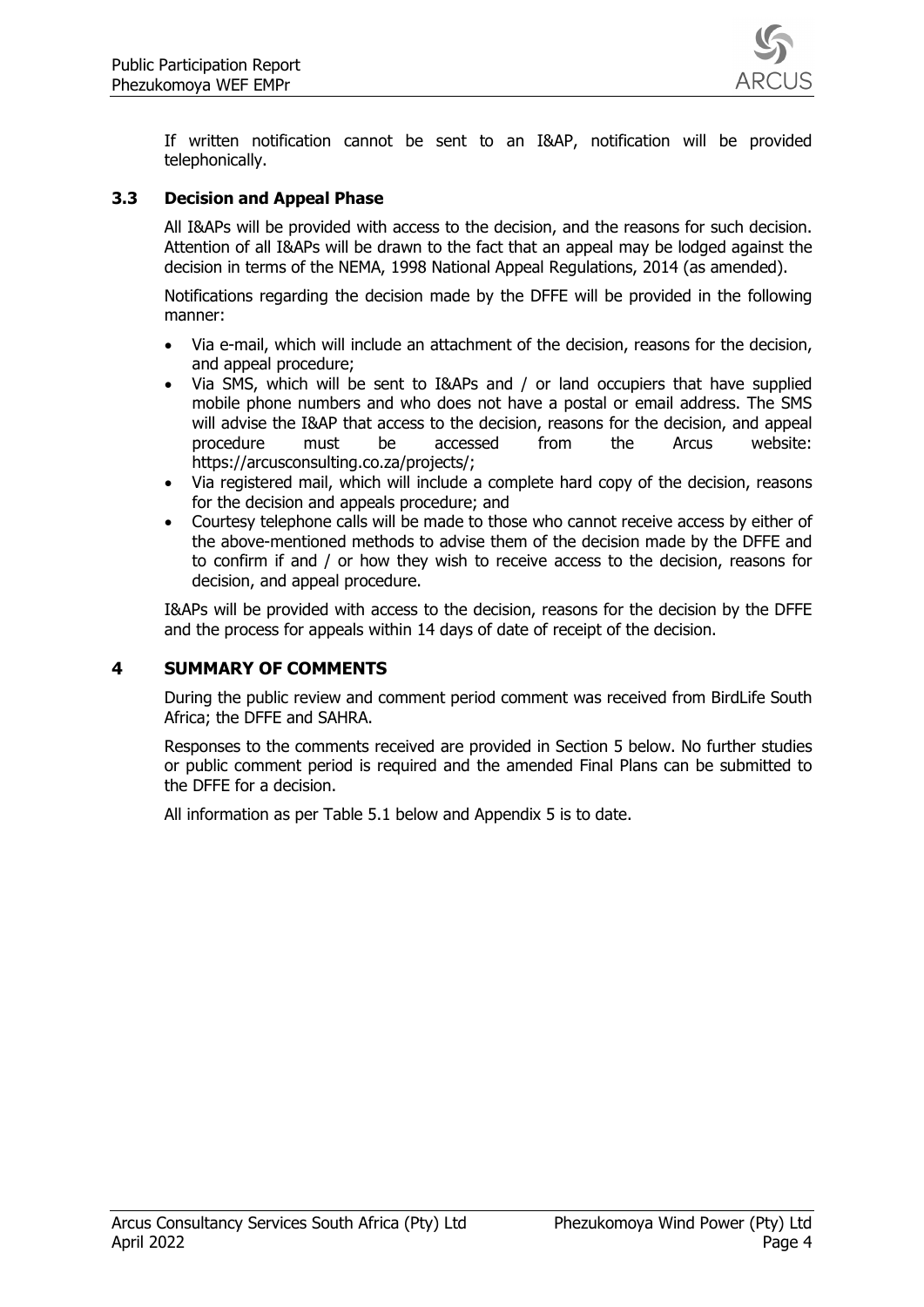If written notification cannot be sent to an I&AP, notification will be provided telephonically.

### 3.3 Decision and Appeal Phase

All I&APs will be provided with access to the decision, and the reasons for such decision. Attention of all I&APs will be drawn to the fact that an appeal may be lodged against the decision in terms of the NEMA, 1998 National Appeal Regulations, 2014 (as amended).

Notifications regarding the decision made by the DFFE will be provided in the following manner:

- Via e-mail, which will include an attachment of the decision, reasons for the decision, and appeal procedure;
- Via SMS, which will be sent to I&APs and / or land occupiers that have supplied mobile phone numbers and who does not have a postal or email address. The SMS will advise the I&AP that access to the decision, reasons for the decision, and appeal procedure must be accessed from the Arcus website: https://arcusconsulting.co.za/projects/;
- Via registered mail, which will include a complete hard copy of the decision, reasons for the decision and appeals procedure; and
- Courtesy telephone calls will be made to those who cannot receive access by either of the above-mentioned methods to advise them of the decision made by the DFFE and to confirm if and / or how they wish to receive access to the decision, reasons for decision, and appeal procedure.

I&APs will be provided with access to the decision, reasons for the decision by the DFFE and the process for appeals within 14 days of date of receipt of the decision.

## 4 SUMMARY OF COMMENTS

During the public review and comment period comment was received from BirdLife South Africa; the DFFE and SAHRA.

Responses to the comments received are provided in Section 5 below. No further studies or public comment period is required and the amended Final Plans can be submitted to the DFFE for a decision.

All information as per Table 5.1 below and Appendix 5 is to date.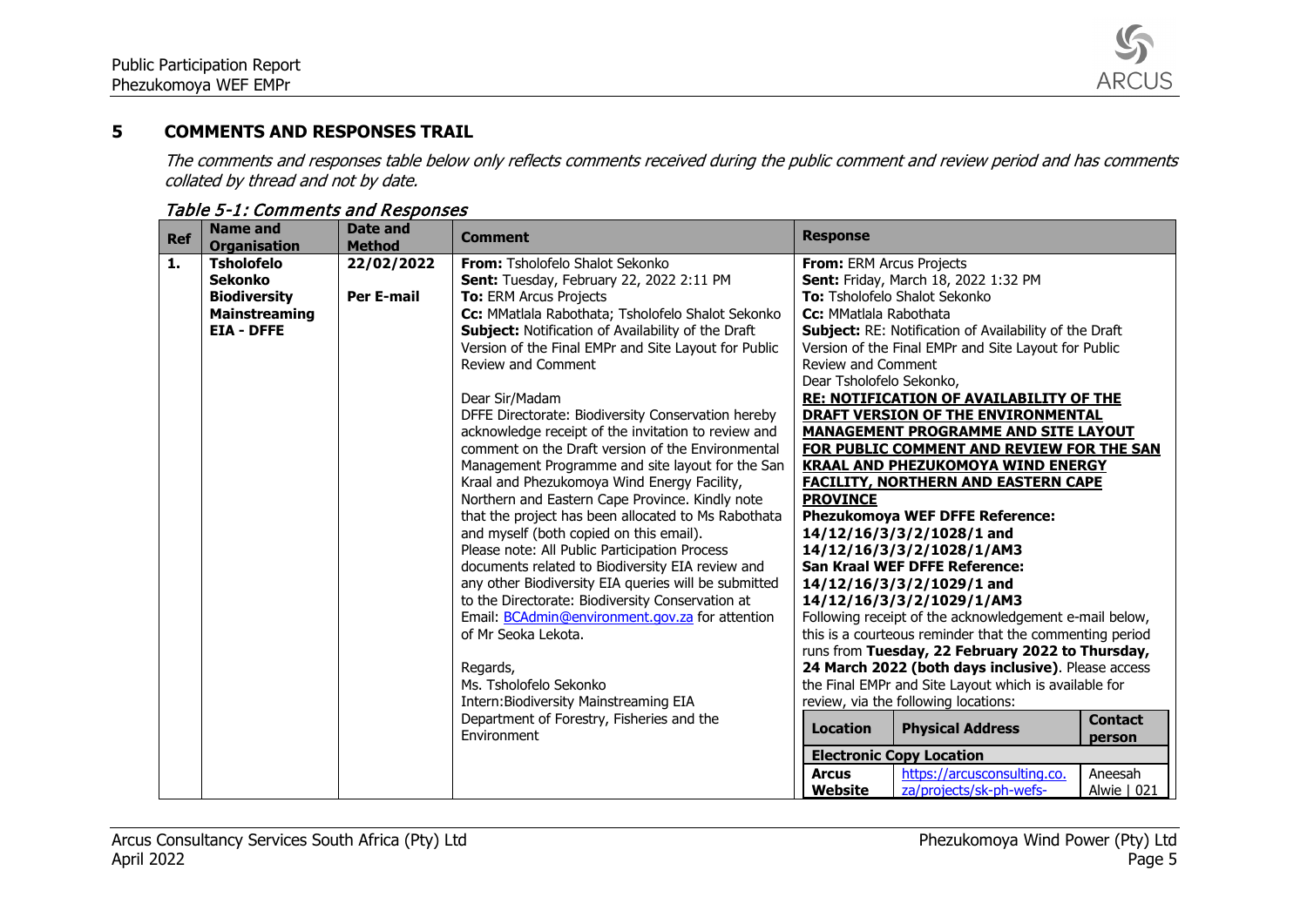## 5 COMMENTS AND RESPONSES TRAIL

*The comments and responses table below only reflects comments received during the public comment and review period and has comments collated by thread and not by date.*

*Table 5-1: Comments and Responses*

| Ref | Name and Organisation | Date and Method | Comment | Response |
|---|---|---|---|---|
| **1.** | **Tsholofelo Sekonko Biodiversity Mainstreaming EIA - DFFE** | **22/02/2022** <br><br> **Per E-mail** | **From:** Tsholofelo Shalot Sekonko <br> **Sent:** Tuesday, February 22, 2022 2:11 PM <br> **To:** ERM Arcus Projects <br> **Cc:** MMatlala Rabothata; Tsholofelo Shalot Sekonko <br> **Subject:** Notification of Availability of the Draft Version of the Final EMPr and Site Layout for Public Review and Comment <br><br> Dear Sir/Madam <br> DFFE Directorate: Biodiversity Conservation hereby acknowledge receipt of the invitation to review and comment on the Draft version of the Environmental Management Programme and site layout for the San Kraal and Phezukomoya Wind Energy Facility, Northern and Eastern Cape Province. Kindly note that the project has been allocated to Ms Rabothata and myself (both copied on this email). <br> Please note: All Public Participation Process documents related to Biodiversity EIA review and any other Biodiversity EIA queries will be submitted to the Directorate: Biodiversity Conservation at Email: BCAdmin@environment.gov.za for attention of Mr Seoka Lekota. <br><br> Regards, <br> Ms. Tsholofelo Sekonko <br> Intern:Biodiversity Mainstreaming EIA <br> Department of Forestry, Fisheries and the Environment | **From:** ERM Arcus Projects <br> **Sent:** Friday, March 18, 2022 1:32 PM <br> **To:** Tsholofelo Shalot Sekonko <br> **Cc:** MMatlala Rabothata <br> **Subject:** RE: Notification of Availability of the Draft Version of the Final EMPr and Site Layout for Public Review and Comment <br> Dear Tsholofelo Sekonko, <br> **RE: NOTIFICATION OF AVAILABILITY OF THE DRAFT VERSION OF THE ENVIRONMENTAL MANAGEMENT PROGRAMME AND SITE LAYOUT FOR PUBLIC COMMENT AND REVIEW FOR THE SAN KRAAL AND PHEZUKOMOYA WIND ENERGY FACILITY, NORTHERN AND EASTERN CAPE PROVINCE** <br> **Phezukomoya WEF DFFE Reference: 14/12/16/3/3/2/1028/1 and 14/12/16/3/3/2/1028/1/AM3** <br> **San Kraal WEF DFFE Reference: 14/12/16/3/3/2/1029/1 and 14/12/16/3/3/2/1029/1/AM3** <br> Following receipt of the acknowledgement e-mail below, this is a courteous reminder that the commenting period runs from **Tuesday, 22 February 2022 to Thursday, 24 March 2022 (both days inclusive)**. Please access the Final EMPr and Site Layout which is available for review, via the following locations: <br><br> **Location** / **Physical Address** / **Contact person** <br> **Electronic Copy Location** <br> **Arcus Website** / https://arcusconsulting.co.za/projects/sk-ph-wefs- / Aneesah Alwie \| 021 |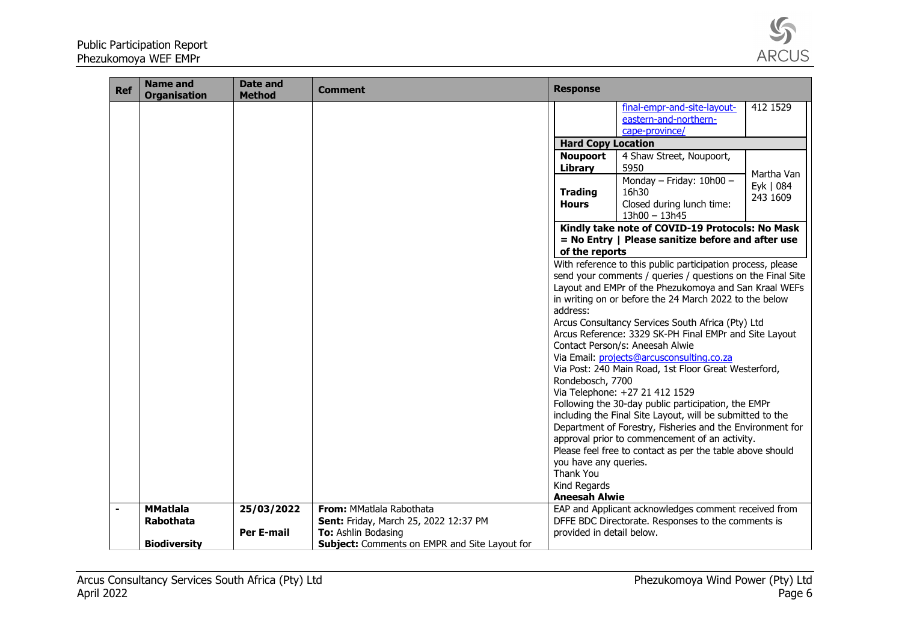| Ref | Name and Organisation | Date and Method | Comment | Response |
|---|---|---|---|---|
| | | | | final-empr-and-site-layout-eastern-and-northern-cape-province/ 412 1529<br>**Hard Copy Location**<br>**Noupoort Library** – 4 Shaw Street, Noupoort, 5950<br>**Trading Hours** – Monday – Friday: 10h00 – 16h30<br>Closed during lunch time: 13h00 – 13h45<br>Martha Van Eyk \| 084 243 1609<br>**Kindly take note of COVID-19 Protocols: No Mask = No Entry \| Please sanitize before and after use of the reports**<br>With reference to this public participation process, please send your comments / queries / questions on the Final Site Layout and EMPr of the Phezukomoya and San Kraal WEFs in writing on or before the 24 March 2022 to the below address:<br>Arcus Consultancy Services South Africa (Pty) Ltd<br>Arcus Reference: 3329 SK-PH Final EMPr and Site Layout<br>Contact Person/s: Aneesah Alwie<br>Via Email: projects@arcusconsulting.co.za<br>Via Post: 240 Main Road, 1st Floor Great Westerford, Rondebosch, 7700<br>Via Telephone: +27 21 412 1529<br>Following the 30-day public participation, the EMPr including the Final Site Layout, will be submitted to the Department of Forestry, Fisheries and the Environment for approval prior to commencement of an activity.<br>Please feel free to contact as per the table above should you have any queries.<br>Thank You<br>Kind Regards<br>**Aneesah Alwie** |
| - | **MMatlala Rabothata**<br><br>**Biodiversity** | **25/03/2022**<br><br>**Per E-mail** | **From:** MMatlala Rabothata<br>**Sent:** Friday, March 25, 2022 12:37 PM<br>**To:** Ashlin Bodasing<br>**Subject:** Comments on EMPR and Site Layout for | EAP and Applicant acknowledges comment received from DFFE BDC Directorate. Responses to the comments is provided in detail below. |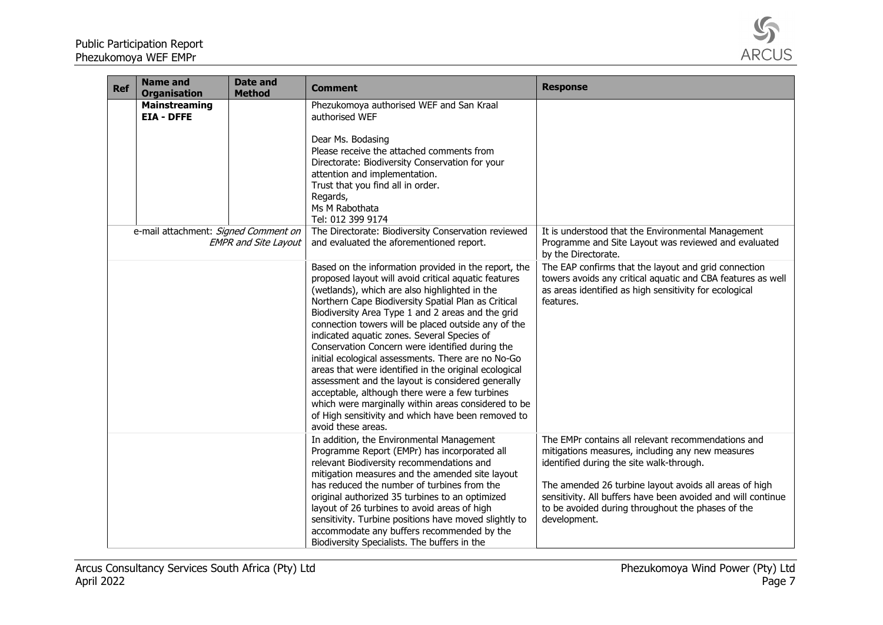| Ref | Name and Organisation | Date and Method | Comment | Response |
|---|---|---|---|---|
| | **Mainstreaming EIA - DFFE** | | Phezukomoya authorised WEF and San Kraal authorised WEF<br><br>Dear Ms. Bodasing<br>Please receive the attached comments from Directorate: Biodiversity Conservation for your attention and implementation.<br>Trust that you find all in order.<br>Regards,<br>Ms M Rabothata<br>Tel: 012 399 9174 | |
| e-mail attachment: *Signed Comment on EMPR and Site Layout* | | | The Directorate: Biodiversity Conservation reviewed and evaluated the aforementioned report. | It is understood that the Environmental Management Programme and Site Layout was reviewed and evaluated by the Directorate. |
| | | | Based on the information provided in the report, the proposed layout will avoid critical aquatic features (wetlands), which are also highlighted in the Northern Cape Biodiversity Spatial Plan as Critical Biodiversity Area Type 1 and 2 areas and the grid connection towers will be placed outside any of the indicated aquatic zones. Several Species of Conservation Concern were identified during the initial ecological assessments. There are no No-Go areas that were identified in the original ecological assessment and the layout is considered generally acceptable, although there were a few turbines which were marginally within areas considered to be of High sensitivity and which have been removed to avoid these areas. | The EAP confirms that the layout and grid connection towers avoids any critical aquatic and CBA features as well as areas identified as high sensitivity for ecological features. |
| | | | In addition, the Environmental Management Programme Report (EMPr) has incorporated all relevant Biodiversity recommendations and mitigation measures and the amended site layout has reduced the number of turbines from the original authorized 35 turbines to an optimized layout of 26 turbines to avoid areas of high sensitivity. Turbine positions have moved slightly to accommodate any buffers recommended by the Biodiversity Specialists. The buffers in the | The EMPr contains all relevant recommendations and mitigations measures, including any new measures identified during the site walk-through.<br><br>The amended 26 turbine layout avoids all areas of high sensitivity. All buffers have been avoided and will continue to be avoided during throughout the phases of the development. |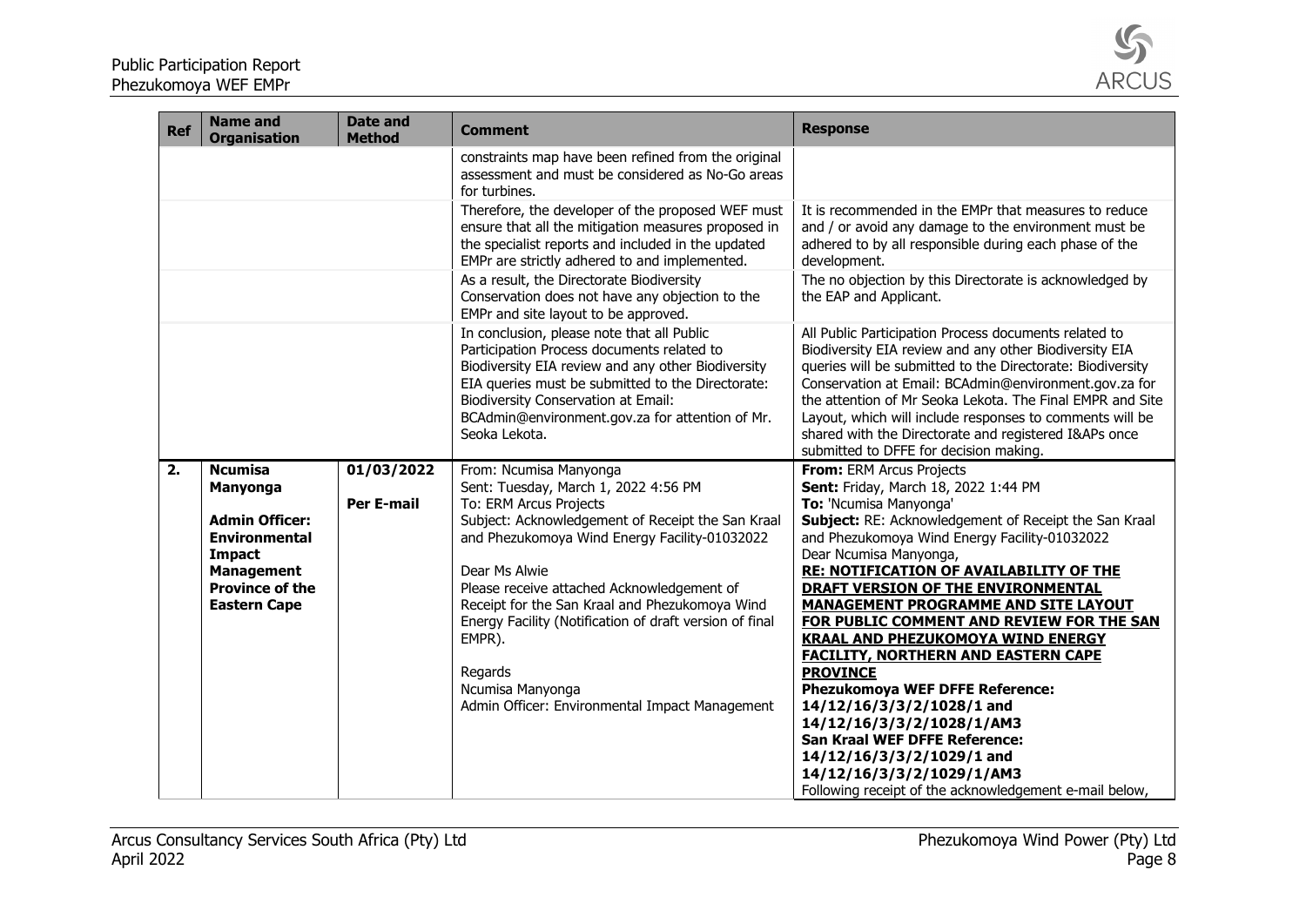| Ref | Name and Organisation | Date and Method | Comment | Response |
|---|---|---|---|---|
| | | | constraints map have been refined from the original assessment and must be considered as No-Go areas for turbines. | |
| | | | Therefore, the developer of the proposed WEF must ensure that all the mitigation measures proposed in the specialist reports and included in the updated EMPr are strictly adhered to and implemented. | It is recommended in the EMPr that measures to reduce and / or avoid any damage to the environment must be adhered to by all responsible during each phase of the development. |
| | | | As a result, the Directorate Biodiversity Conservation does not have any objection to the EMPr and site layout to be approved. | The no objection by this Directorate is acknowledged by the EAP and Applicant. |
| | | | In conclusion, please note that all Public Participation Process documents related to Biodiversity EIA review and any other Biodiversity EIA queries must be submitted to the Directorate: Biodiversity Conservation at Email: BCAdmin@environment.gov.za for attention of Mr. Seoka Lekota. | All Public Participation Process documents related to Biodiversity EIA review and any other Biodiversity EIA queries will be submitted to the Directorate: Biodiversity Conservation at Email: BCAdmin@environment.gov.za for the attention of Mr Seoka Lekota. The Final EMPR and Site Layout, which will include responses to comments will be shared with the Directorate and registered I&APs once submitted to DFFE for decision making. |
| **2.** | **Ncumisa Manyonga**<br><br>**Admin Officer: Environmental Impact Management Province of the Eastern Cape** | **01/03/2022**<br><br>**Per E-mail** | From: Ncumisa Manyonga<br>Sent: Tuesday, March 1, 2022 4:56 PM<br>To: ERM Arcus Projects<br>Subject: Acknowledgement of Receipt the San Kraal and Phezukomoya Wind Energy Facility-01032022<br><br>Dear Ms Alwie<br>Please receive attached Acknowledgement of Receipt for the San Kraal and Phezukomoya Wind Energy Facility (Notification of draft version of final EMPR).<br><br>Regards<br>Ncumisa Manyonga<br>Admin Officer: Environmental Impact Management | **From:** ERM Arcus Projects<br>**Sent:** Friday, March 18, 2022 1:44 PM<br>**To:** 'Ncumisa Manyonga'<br>**Subject:** RE: Acknowledgement of Receipt the San Kraal and Phezukomoya Wind Energy Facility-01032022<br>Dear Ncumisa Manyonga,<br>**RE: NOTIFICATION OF AVAILABILITY OF THE DRAFT VERSION OF THE ENVIRONMENTAL MANAGEMENT PROGRAMME AND SITE LAYOUT FOR PUBLIC COMMENT AND REVIEW FOR THE SAN KRAAL AND PHEZUKOMOYA WIND ENERGY FACILITY, NORTHERN AND EASTERN CAPE PROVINCE**<br>**Phezukomoya WEF DFFE Reference: 14/12/16/3/3/2/1028/1 and 14/12/16/3/3/2/1028/1/AM3**<br>**San Kraal WEF DFFE Reference: 14/12/16/3/3/2/1029/1 and 14/12/16/3/3/2/1029/1/AM3**<br>Following receipt of the acknowledgement e-mail below, |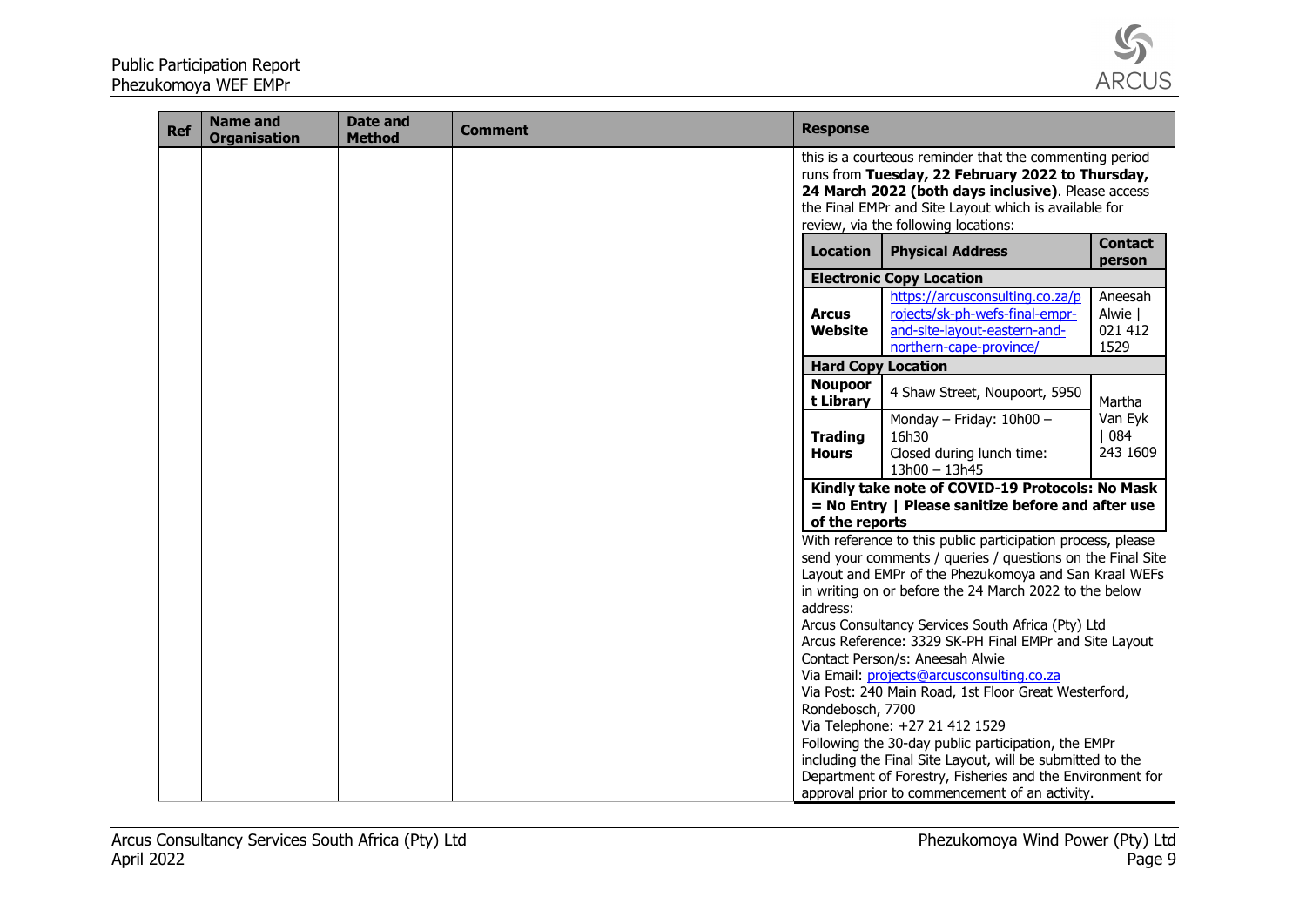| Ref | Name and Organisation | Date and Method | Comment | Response |
|---|---|---|---|---|
| | | | | this is a courteous reminder that the commenting period runs from **Tuesday, 22 February 2022 to Thursday, 24 March 2022 (both days inclusive)**. Please access the Final EMPr and Site Layout which is available for review, via the following locations: |

| Location | Physical Address | Contact person |
|---|---|---|
| **Electronic Copy Location** | | |
| **Arcus Website** | https://arcusconsulting.co.za/projects/sk-ph-wefs-final-empr-and-site-layout-eastern-and-northern-cape-province/ | Aneesah Alwie \| 021 412 1529 |
| **Hard Copy Location** | | |
| **Noupoort Library** | 4 Shaw Street, Noupoort, 5950 | Martha Van Eyk \| 084 243 1609 |
| **Trading Hours** | Monday – Friday: 10h00 – 16h30<br>Closed during lunch time: 13h00 – 13h45 | |
| **Kindly take note of COVID-19 Protocols: No Mask = No Entry \| Please sanitize before and after use of the reports** | | |

With reference to this public participation process, please send your comments / queries / questions on the Final Site Layout and EMPr of the Phezukomoya and San Kraal WEFs in writing on or before the 24 March 2022 to the below address:

Arcus Consultancy Services South Africa (Pty) Ltd
Arcus Reference: 3329 SK-PH Final EMPr and Site Layout
Contact Person/s: Aneesah Alwie
Via Email: projects@arcusconsulting.co.za
Via Post: 240 Main Road, 1st Floor Great Westerford, Rondebosch, 7700
Via Telephone: +27 21 412 1529

Following the 30-day public participation, the EMPr including the Final Site Layout, will be submitted to the Department of Forestry, Fisheries and the Environment for approval prior to commencement of an activity.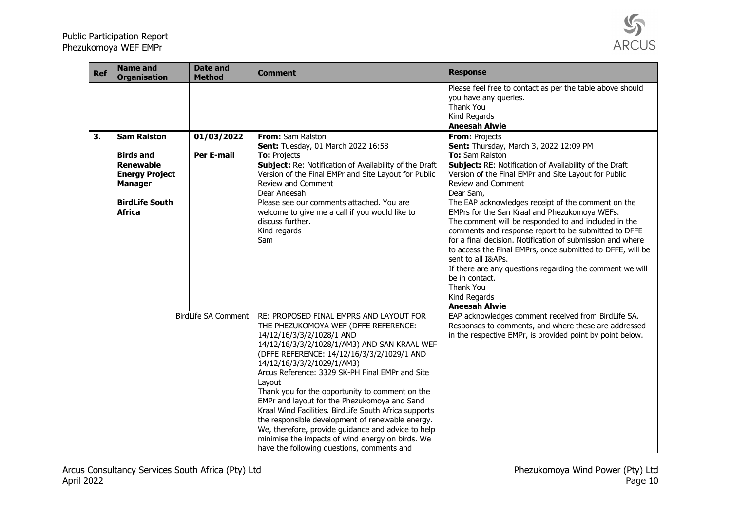| Ref | Name and Organisation | Date and Method | Comment | Response |
|---|---|---|---|---|
| | | | | Please feel free to contact as per the table above should you have any queries.<br>Thank You<br>Kind Regards<br>**Aneesah Alwie** |
| **3.** | **Sam Ralston**<br><br>**Birds and Renewable Energy Project Manager**<br><br>**BirdLife South Africa** | **01/03/2022**<br><br>**Per E-mail** | **From:** Sam Ralston<br>**Sent:** Tuesday, 01 March 2022 16:58<br>**To:** Projects<br>**Subject:** Re: Notification of Availability of the Draft Version of the Final EMPr and Site Layout for Public Review and Comment<br>Dear Aneesah<br>Please see our comments attached. You are welcome to give me a call if you would like to discuss further.<br>Kind regards<br>Sam | **From:** Projects<br>**Sent:** Thursday, March 3, 2022 12:09 PM<br>**To:** Sam Ralston<br>**Subject:** RE: Notification of Availability of the Draft Version of the Final EMPr and Site Layout for Public Review and Comment<br>Dear Sam,<br>The EAP acknowledges receipt of the comment on the EMPrs for the San Kraal and Phezukomoya WEFs.<br>The comment will be responded to and included in the comments and response report to be submitted to DFFE for a final decision. Notification of submission and where to access the Final EMPrs, once submitted to DFFE, will be sent to all I&APs.<br>If there are any questions regarding the comment we will be in contact.<br>Thank You<br>Kind Regards<br>**Aneesah Alwie** |
| | | BirdLife SA Comment | RE: PROPOSED FINAL EMPRS AND LAYOUT FOR THE PHEZUKOMOYA WEF (DFFE REFERENCE: 14/12/16/3/3/2/1028/1 AND 14/12/16/3/3/2/1028/1/AM3) AND SAN KRAAL WEF (DFFE REFERENCE: 14/12/16/3/3/2/1029/1 AND 14/12/16/3/3/2/1029/1/AM3)<br>Arcus Reference: 3329 SK-PH Final EMPr and Site Layout<br>Thank you for the opportunity to comment on the EMPr and layout for the Phezukomoya and Sand Kraal Wind Facilities. BirdLife South Africa supports the responsible development of renewable energy. We, therefore, provide guidance and advice to help minimise the impacts of wind energy on birds. We have the following questions, comments and | EAP acknowledges comment received from BirdLife SA. Responses to comments, and where these are addressed in the respective EMPr, is provided point by point below. |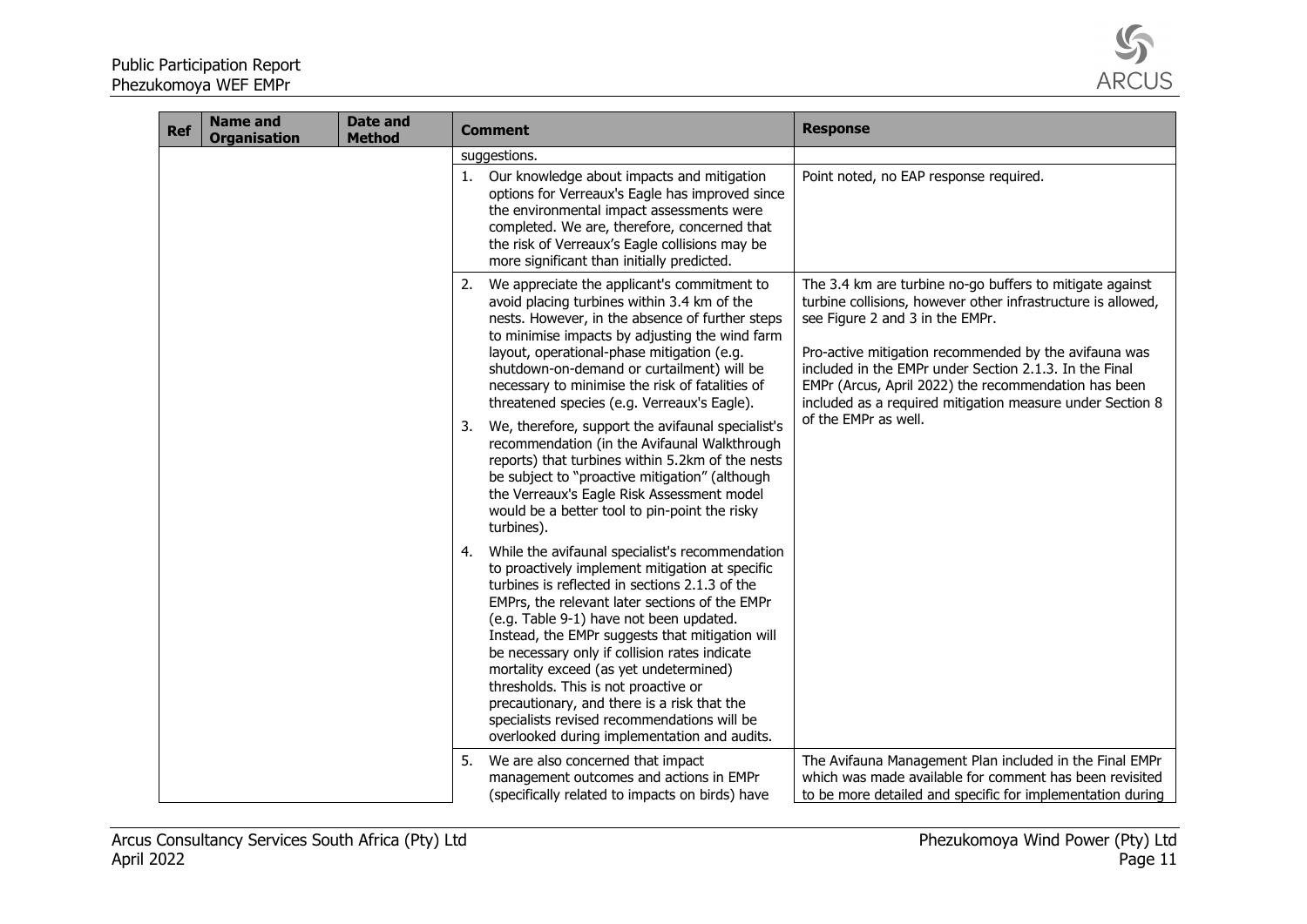| Ref | Name and Organisation | Date and Method | Comment | Response |
|---|---|---|---|---|
| | | | suggestions. | |
| | | | 1. Our knowledge about impacts and mitigation options for Verreaux's Eagle has improved since the environmental impact assessments were completed. We are, therefore, concerned that the risk of Verreaux's Eagle collisions may be more significant than initially predicted. | Point noted, no EAP response required. |
| | | | 2. We appreciate the applicant's commitment to avoid placing turbines within 3.4 km of the nests. However, in the absence of further steps to minimise impacts by adjusting the wind farm layout, operational-phase mitigation (e.g. shutdown-on-demand or curtailment) will be necessary to minimise the risk of fatalities of threatened species (e.g. Verreaux's Eagle).<br><br>3. We, therefore, support the avifaunal specialist's recommendation (in the Avifaunal Walkthrough reports) that turbines within 5.2km of the nests be subject to "proactive mitigation" (although the Verreaux's Eagle Risk Assessment model would be a better tool to pin-point the risky turbines).<br><br>4. While the avifaunal specialist's recommendation to proactively implement mitigation at specific turbines is reflected in sections 2.1.3 of the EMPrs, the relevant later sections of the EMPr (e.g. Table 9-1) have not been updated. Instead, the EMPr suggests that mitigation will be necessary only if collision rates indicate mortality exceed (as yet undetermined) thresholds. This is not proactive or precautionary, and there is a risk that the specialists revised recommendations will be overlooked during implementation and audits. | The 3.4 km are turbine no-go buffers to mitigate against turbine collisions, however other infrastructure is allowed, see Figure 2 and 3 in the EMPr.<br><br>Pro-active mitigation recommended by the avifauna was included in the EMPr under Section 2.1.3. In the Final EMPr (Arcus, April 2022) the recommendation has been included as a required mitigation measure under Section 8 of the EMPr as well. |
| | | | 5. We are also concerned that impact management outcomes and actions in EMPr (specifically related to impacts on birds) have | The Avifauna Management Plan included in the Final EMPr which was made available for comment has been revisited to be more detailed and specific for implementation during |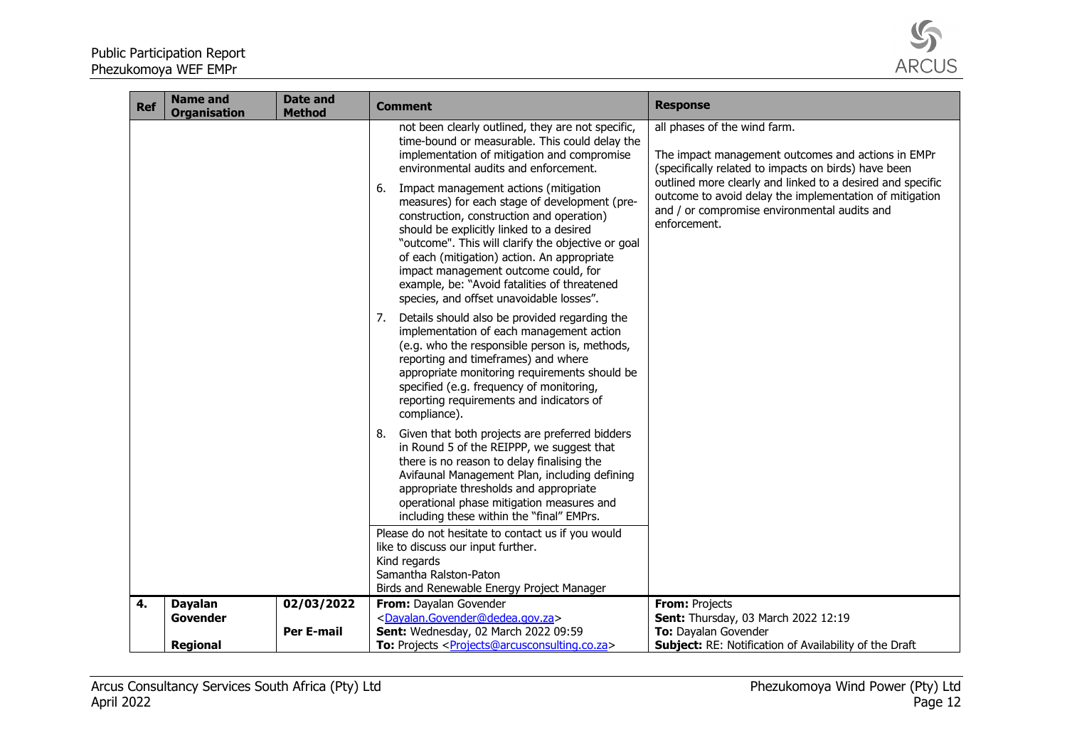| Ref | Name and Organisation | Date and Method | Comment | Response |
|---|---|---|---|---|
| | | | not been clearly outlined, they are not specific, time-bound or measurable. This could delay the implementation of mitigation and compromise environmental audits and enforcement.<br><br>6. Impact management actions (mitigation measures) for each stage of development (pre-construction, construction and operation) should be explicitly linked to a desired "outcome". This will clarify the objective or goal of each (mitigation) action. An appropriate impact management outcome could, for example, be: "Avoid fatalities of threatened species, and offset unavoidable losses".<br><br>7. Details should also be provided regarding the implementation of each management action (e.g. who the responsible person is, methods, reporting and timeframes) and where appropriate monitoring requirements should be specified (e.g. frequency of monitoring, reporting requirements and indicators of compliance).<br><br>8. Given that both projects are preferred bidders in Round 5 of the REIPPP, we suggest that there is no reason to delay finalising the Avifaunal Management Plan, including defining appropriate thresholds and appropriate operational phase mitigation measures and including these within the "final" EMPrs.<br><br>Please do not hesitate to contact us if you would like to discuss our input further.<br>Kind regards<br>Samantha Ralston-Paton<br>Birds and Renewable Energy Project Manager | all phases of the wind farm.<br><br>The impact management outcomes and actions in EMPr (specifically related to impacts on birds) have been outlined more clearly and linked to a desired and specific outcome to avoid delay the implementation of mitigation and / or compromise environmental audits and enforcement. |
| **4.** | **Dayalan Govender**<br><br>**Regional** | **02/03/2022**<br><br>**Per E-mail** | **From:** Dayalan Govender <Dayalan.Govender@dedea.gov.za><br>**Sent:** Wednesday, 02 March 2022 09:59<br>**To:** Projects <Projects@arcusconsulting.co.za> | **From:** Projects<br>**Sent:** Thursday, 03 March 2022 12:19<br>**To:** Dayalan Govender<br>**Subject:** RE: Notification of Availability of the Draft |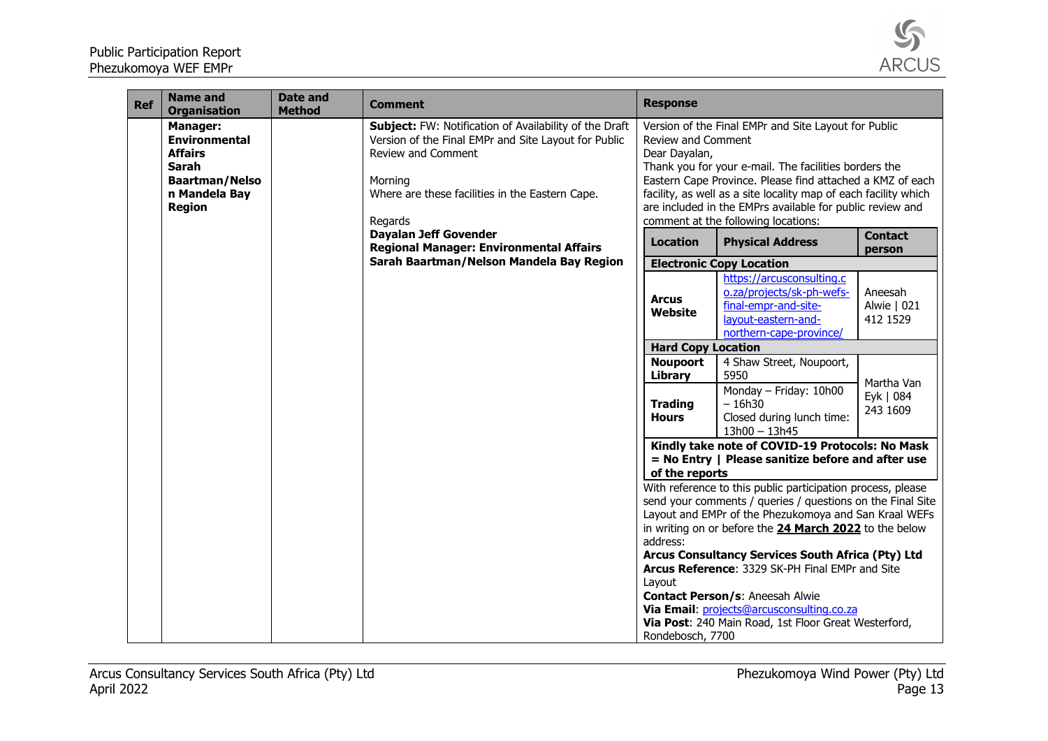| Ref | Name and Organisation | Date and Method | Comment | Response |
|---|---|---|---|---|
| | **Manager: Environmental Affairs Sarah Baartman/Nelson Mandela Bay Region** | | **Subject:** FW: Notification of Availability of the Draft Version of the Final EMPr and Site Layout for Public Review and Comment<br><br>Morning<br>Where are these facilities in the Eastern Cape.<br><br>Regards<br>**Dayalan Jeff Govender**<br>**Regional Manager: Environmental Affairs**<br>**Sarah Baartman/Nelson Mandela Bay Region** | Version of the Final EMPr and Site Layout for Public Review and Comment<br>Dear Dayalan,<br>Thank you for your e-mail. The facilities borders the Eastern Cape Province. Please find attached a KMZ of each facility, as well as a site locality map of each facility which are included in the EMPrs available for public review and comment at the following locations:<br><br>**Location** / **Physical Address** / **Contact person**<br>**Electronic Copy Location**<br>**Arcus Website** – https://arcusconsulting.co.za/projects/sk-ph-wefs-final-empr-and-site-layout-eastern-and-northern-cape-province/ – Aneesah Alwie \| 021 412 1529<br>**Hard Copy Location**<br>**Noupoort Library** – 4 Shaw Street, Noupoort, 5950 – Martha Van Eyk \| 084 243 1609<br>**Trading Hours** – Monday – Friday: 10h00 – 16h30 Closed during lunch time: 13h00 – 13h45<br>**Kindly take note of COVID-19 Protocols: No Mask = No Entry \| Please sanitize before and after use of the reports**<br><br>With reference to this public participation process, please send your comments / queries / questions on the Final Site Layout and EMPr of the Phezukomoya and San Kraal WEFs in writing on or before the **24 March 2022** to the below address:<br>**Arcus Consultancy Services South Africa (Pty) Ltd**<br>**Arcus Reference**: 3329 SK-PH Final EMPr and Site Layout<br>**Contact Person/s**: Aneesah Alwie<br>**Via Email**: projects@arcusconsulting.co.za<br>**Via Post**: 240 Main Road, 1st Floor Great Westerford, Rondebosch, 7700 |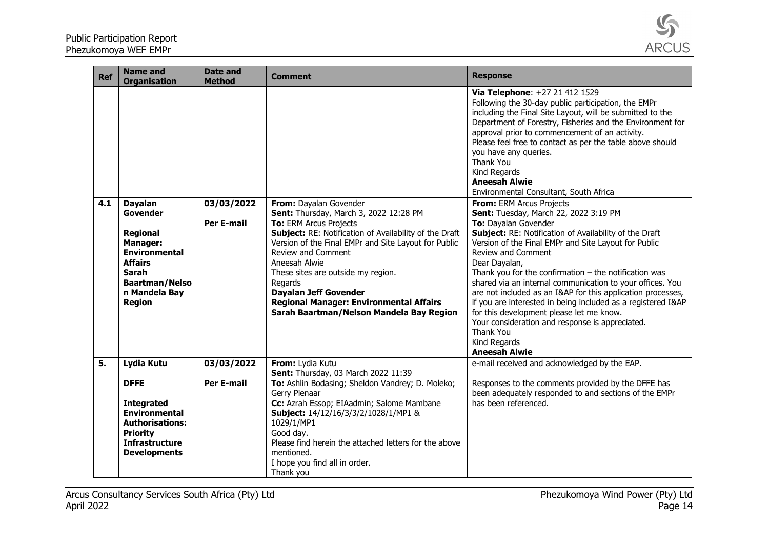| Ref | Name and Organisation | Date and Method | Comment | Response |
|---|---|---|---|---|
| | | | | **Via Telephone**: +27 21 412 1529<br>Following the 30-day public participation, the EMPr including the Final Site Layout, will be submitted to the Department of Forestry, Fisheries and the Environment for approval prior to commencement of an activity.<br>Please feel free to contact as per the table above should you have any queries.<br>Thank You<br>Kind Regards<br>**Aneesah Alwie**<br>Environmental Consultant, South Africa |
| **4.1** | **Dayalan Govender**<br><br>**Regional Manager: Environmental Affairs Sarah Baartman/Nelson Mandela Bay Region** | **03/03/2022**<br><br>**Per E-mail** | **From:** Dayalan Govender<br>**Sent:** Thursday, March 3, 2022 12:28 PM<br>**To:** ERM Arcus Projects<br>**Subject:** RE: Notification of Availability of the Draft Version of the Final EMPr and Site Layout for Public Review and Comment<br>Aneesah Alwie<br>These sites are outside my region.<br>Regards<br>**Dayalan Jeff Govender**<br>**Regional Manager: Environmental Affairs Sarah Baartman/Nelson Mandela Bay Region** | **From:** ERM Arcus Projects<br>**Sent:** Tuesday, March 22, 2022 3:19 PM<br>**To:** Dayalan Govender<br>**Subject:** RE: Notification of Availability of the Draft Version of the Final EMPr and Site Layout for Public Review and Comment<br>Dear Dayalan,<br>Thank you for the confirmation – the notification was shared via an internal communication to your offices. You are not included as an I&AP for this application processes, if you are interested in being included as a registered I&AP for this development please let me know.<br>Your consideration and response is appreciated.<br>Thank You<br>Kind Regards<br>**Aneesah Alwie** |
| **5.** | **Lydia Kutu**<br><br>**DFFE**<br><br>**Integrated Environmental Authorisations: Priority Infrastructure Developments** | **03/03/2022**<br><br>**Per E-mail** | **From:** Lydia Kutu<br>**Sent:** Thursday, 03 March 2022 11:39<br>**To:** Ashlin Bodasing; Sheldon Vandrey; D. Moleko; Gerry Pienaar<br>**Cc:** Azrah Essop; EIAdmin; Salome Mambane<br>**Subject:** 14/12/16/3/3/2/1028/1/MP1 & 1029/1/MP1<br>Good day.<br>Please find herein the attached letters for the above mentioned.<br>I hope you find all in order.<br>Thank you | e-mail received and acknowledged by the EAP.<br><br>Responses to the comments provided by the DFFE has been adequately responded to and sections of the EMPr has been referenced. |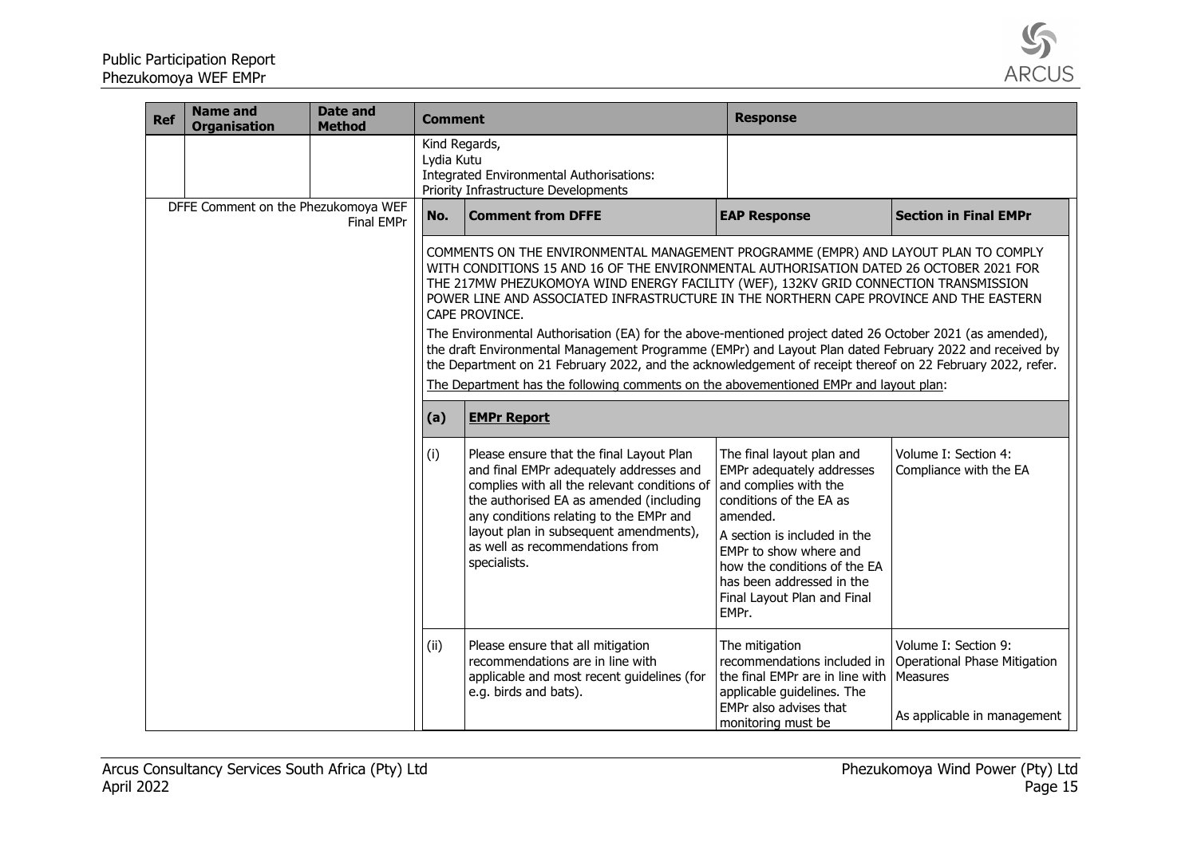| Ref | Name and Organisation | Date and Method | Comment | | Response | |
|---|---|---|---|---|---|---|
| | | | Kind Regards,<br>Lydia Kutu<br>Integrated Environmental Authorisations:<br>Priority Infrastructure Developments | | | |
| DFFE Comment on the Phezukomoya WEF Final EMPr | | | **No.** | **Comment from DFFE** | **EAP Response** | **Section in Final EMPr** |
| | | | COMMENTS ON THE ENVIRONMENTAL MANAGEMENT PROGRAMME (EMPR) AND LAYOUT PLAN TO COMPLY WITH CONDITIONS 15 AND 16 OF THE ENVIRONMENTAL AUTHORISATION DATED 26 OCTOBER 2021 FOR THE 217MW PHEZUKOMOYA WIND ENERGY FACILITY (WEF), 132KV GRID CONNECTION TRANSMISSION POWER LINE AND ASSOCIATED INFRASTRUCTURE IN THE NORTHERN CAPE PROVINCE AND THE EASTERN CAPE PROVINCE.<br>The Environmental Authorisation (EA) for the above-mentioned project dated 26 October 2021 (as amended), the draft Environmental Management Programme (EMPr) and Layout Plan dated February 2022 and received by the Department on 21 February 2022, and the acknowledgement of receipt thereof on 22 February 2022, refer.<br>The Department has the following comments on the abovementioned EMPr and layout plan: | | | |
| | | | **(a)** | **EMPr Report** | | |
| | | | (i) | Please ensure that the final Layout Plan and final EMPr adequately addresses and complies with all the relevant conditions of the authorised EA as amended (including any conditions relating to the EMPr and layout plan in subsequent amendments), as well as recommendations from specialists. | The final layout plan and EMPr adequately addresses and complies with the conditions of the EA as amended.<br>A section is included in the EMPr to show where and how the conditions of the EA has been addressed in the Final Layout Plan and Final EMPr. | Volume I: Section 4: Compliance with the EA |
| | | | (ii) | Please ensure that all mitigation recommendations are in line with applicable and most recent guidelines (for e.g. birds and bats). | The mitigation recommendations included in the final EMPr are in line with applicable guidelines. The EMPr also advises that monitoring must be | Volume I: Section 9: Operational Phase Mitigation Measures<br><br>As applicable in management |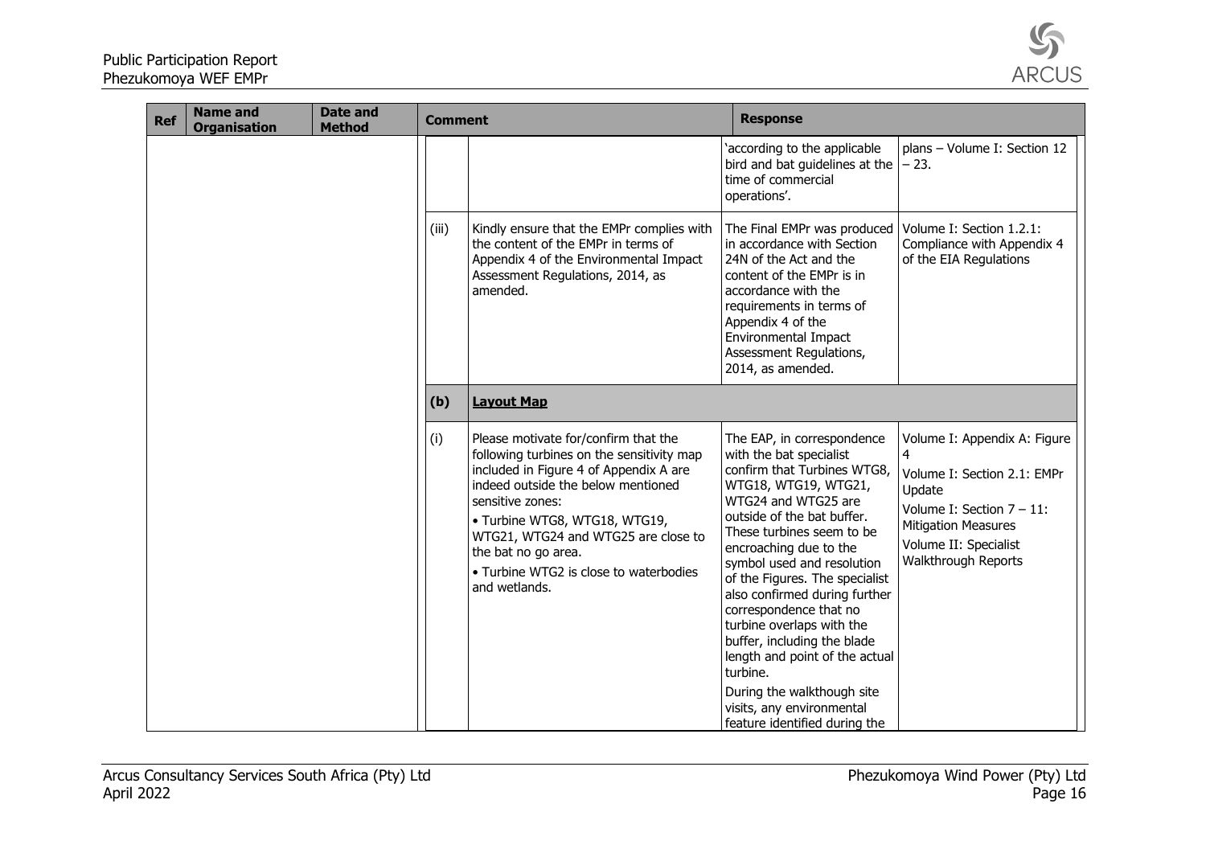| Ref | Name and Organisation | Date and Method | Comment | | Response | |
|---|---|---|---|---|---|---|
| | | | | | 'according to the applicable bird and bat guidelines at the time of commercial operations'. | plans – Volume I: Section 12 – 23. |
| | | | (iii) | Kindly ensure that the EMPr complies with the content of the EMPr in terms of Appendix 4 of the Environmental Impact Assessment Regulations, 2014, as amended. | The Final EMPr was produced in accordance with Section 24N of the Act and the content of the EMPr is in accordance with the requirements in terms of Appendix 4 of the Environmental Impact Assessment Regulations, 2014, as amended. | Volume I: Section 1.2.1: Compliance with Appendix 4 of the EIA Regulations |
| | | | **(b)** | **Layout Map** | | |
| | | | (i) | Please motivate for/confirm that the following turbines on the sensitivity map included in Figure 4 of Appendix A are indeed outside the below mentioned sensitive zones:<br>• Turbine WTG8, WTG18, WTG19, WTG21, WTG24 and WTG25 are close to the bat no go area.<br>• Turbine WTG2 is close to waterbodies and wetlands. | The EAP, in correspondence with the bat specialist confirm that Turbines WTG8, WTG18, WTG19, WTG21, WTG24 and WTG25 are outside of the bat buffer. These turbines seem to be encroaching due to the symbol used and resolution of the Figures. The specialist also confirmed during further correspondence that no turbine overlaps with the buffer, including the blade length and point of the actual turbine.<br>During the walkthough site visits, any environmental feature identified during the | Volume I: Appendix A: Figure 4<br>Volume I: Section 2.1: EMPr Update<br>Volume I: Section 7 – 11: Mitigation Measures<br>Volume II: Specialist Walkthrough Reports |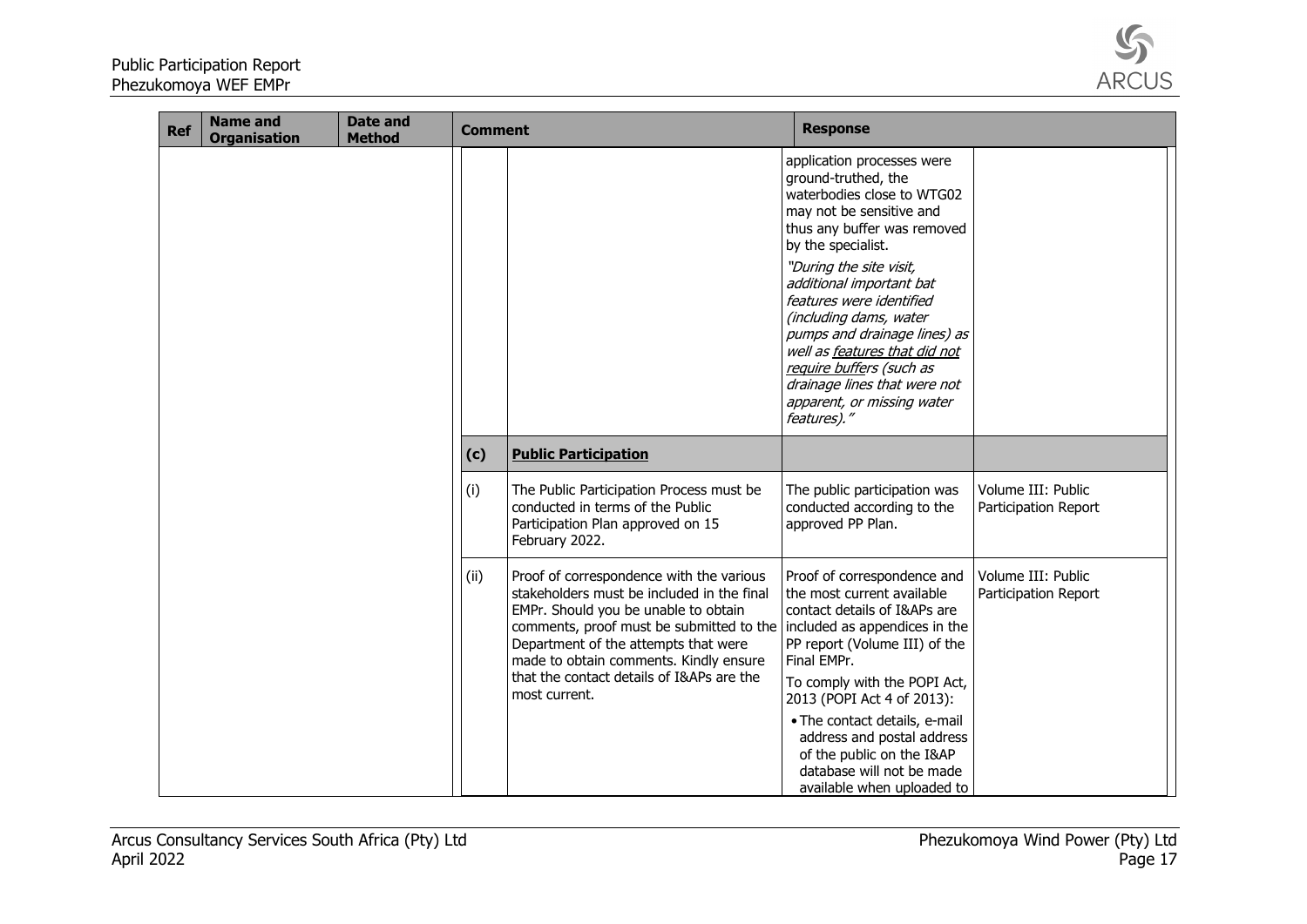| Ref | Name and Organisation | Date and Method | Comment | | Response | |
|---|---|---|---|---|---|---|
| | | | | | application processes were ground-truthed, the waterbodies close to WTG02 may not be sensitive and thus any buffer was removed by the specialist. *"During the site visit, additional important bat features were identified (including dams, water pumps and drainage lines) as well as <u>features that did not require buffers</u> (such as drainage lines that were not apparent, or missing water features)."* | |
| | | | **(c)** | **<u>Public Participation</u>** | | |
| | | | (i) | The Public Participation Process must be conducted in terms of the Public Participation Plan approved on 15 February 2022. | The public participation was conducted according to the approved PP Plan. | Volume III: Public Participation Report |
| | | | (ii) | Proof of correspondence with the various stakeholders must be included in the final EMPr. Should you be unable to obtain comments, proof must be submitted to the Department of the attempts that were made to obtain comments. Kindly ensure that the contact details of I&APs are the most current. | Proof of correspondence and the most current available contact details of I&APs are included as appendices in the PP report (Volume III) of the Final EMPr. To comply with the POPI Act, 2013 (POPI Act 4 of 2013): • The contact details, e-mail address and postal address of the public on the I&AP database will not be made available when uploaded to | Volume III: Public Participation Report |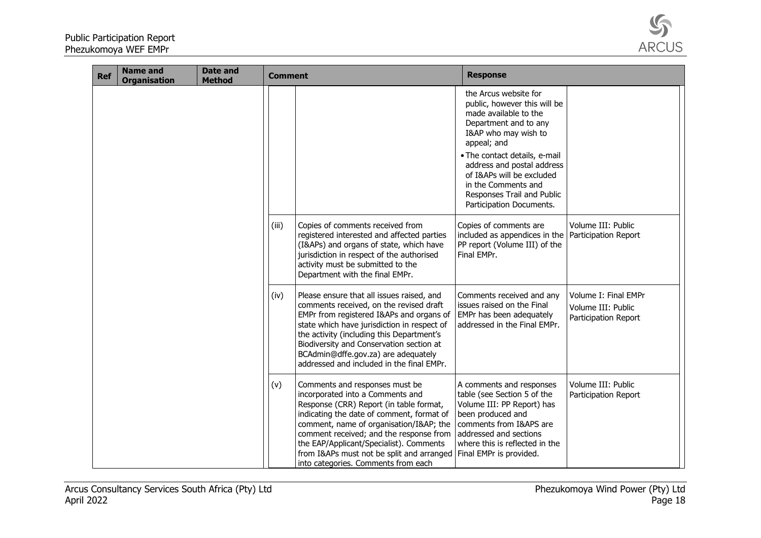| Ref | Name and Organisation | Date and Method | Comment | | Response | |
|---|---|---|---|---|---|---|
| | | | | | the Arcus website for public, however this will be made available to the Department and to any I&AP who may wish to appeal; and<br>• The contact details, e-mail address and postal address of I&APs will be excluded in the Comments and Responses Trail and Public Participation Documents. | |
| | | | (iii) | Copies of comments received from registered interested and affected parties (I&APs) and organs of state, which have jurisdiction in respect of the authorised activity must be submitted to the Department with the final EMPr. | Copies of comments are included as appendices in the PP report (Volume III) of the Final EMPr. | Volume III: Public Participation Report |
| | | | (iv) | Please ensure that all issues raised, and comments received, on the revised draft EMPr from registered I&APs and organs of state which have jurisdiction in respect of the activity (including this Department's Biodiversity and Conservation section at BCAdmin@dffe.gov.za) are adequately addressed and included in the final EMPr. | Comments received and any issues raised on the Final EMPr has been adequately addressed in the Final EMPr. | Volume I: Final EMPr<br>Volume III: Public Participation Report |
| | | | (v) | Comments and responses must be incorporated into a Comments and Response (CRR) Report (in table format, indicating the date of comment, format of comment, name of organisation/I&AP; the comment received; and the response from the EAP/Applicant/Specialist). Comments from I&APs must not be split and arranged into categories. Comments from each | A comments and responses table (see Section 5 of the Volume III: PP Report) has been produced and comments from I&APS are addressed and sections where this is reflected in the Final EMPr is provided. | Volume III: Public Participation Report |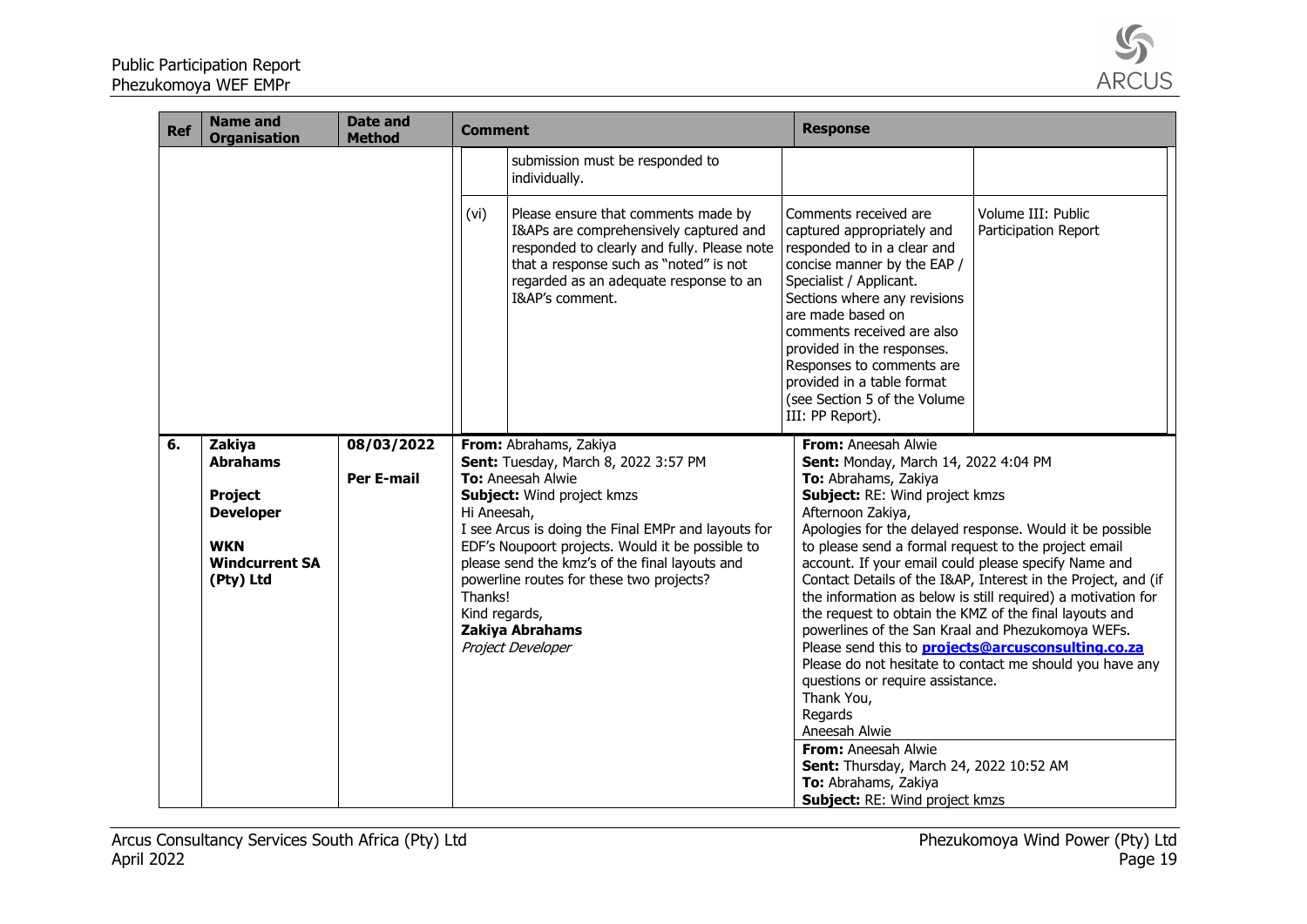| Ref | Name and Organisation | Date and Method | Comment | | Response | |
|---|---|---|---|---|---|---|
| | | | | submission must be responded to individually. | | |
| | | | (vi) | Please ensure that comments made by I&APs are comprehensively captured and responded to clearly and fully. Please note that a response such as "noted" is not regarded as an adequate response to an I&AP's comment. | Comments received are captured appropriately and responded to in a clear and concise manner by the EAP / Specialist / Applicant. Sections where any revisions are made based on comments received are also provided in the responses. Responses to comments are provided in a table format (see Section 5 of the Volume III: PP Report). | Volume III: Public Participation Report |
| **6.** | **Zakiya Abrahams**<br><br>**Project Developer**<br><br>**WKN Windcurrent SA (Pty) Ltd** | **08/03/2022**<br><br>**Per E-mail** | **From:** Abrahams, Zakiya<br>**Sent:** Tuesday, March 8, 2022 3:57 PM<br>**To:** Aneesah Alwie<br>**Subject:** Wind project kmzs<br>Hi Aneesah,<br>I see Arcus is doing the Final EMPr and layouts for EDF's Noupoort projects. Would it be possible to please send the kmz's of the final layouts and powerline routes for these two projects?<br>Thanks!<br>Kind regards,<br>**Zakiya Abrahams**<br>*Project Developer* | | **From:** Aneesah Alwie<br>**Sent:** Monday, March 14, 2022 4:04 PM<br>**To:** Abrahams, Zakiya<br>**Subject:** RE: Wind project kmzs<br>Afternoon Zakiya,<br>Apologies for the delayed response. Would it be possible to please send a formal request to the project email account. If your email could please specify Name and Contact Details of the I&AP, Interest in the Project, and (if the information as below is still required) a motivation for the request to obtain the KMZ of the final layouts and powerlines of the San Kraal and Phezukomoya WEFs.<br>Please send this to **projects@arcusconsulting.co.za**<br>Please do not hesitate to contact me should you have any questions or require assistance.<br>Thank You,<br>Regards<br>Aneesah Alwie<br><br>**From:** Aneesah Alwie<br>**Sent:** Thursday, March 24, 2022 10:52 AM<br>**To:** Abrahams, Zakiya<br>**Subject:** RE: Wind project kmzs | |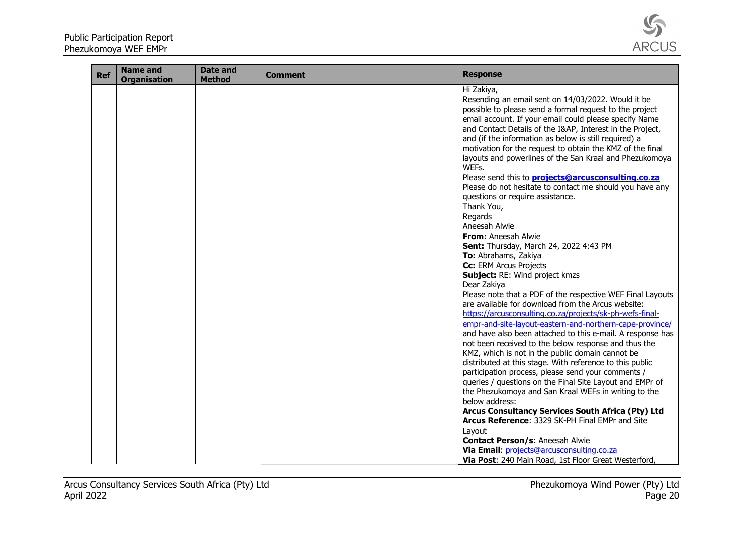| Ref | Name and Organisation | Date and Method | Comment | Response |
|---|---|---|---|---|
| | | | | Hi Zakiya,<br>Resending an email sent on 14/03/2022. Would it be possible to please send a formal request to the project email account. If your email could please specify Name and Contact Details of the I&AP, Interest in the Project, and (if the information as below is still required) a motivation for the request to obtain the KMZ of the final layouts and powerlines of the San Kraal and Phezukomoya WEFs.<br>Please send this to **projects@arcusconsulting.co.za**<br>Please do not hesitate to contact me should you have any questions or require assistance.<br>Thank You,<br>Regards<br>Aneesah Alwie<br>**From:** Aneesah Alwie<br>**Sent:** Thursday, March 24, 2022 4:43 PM<br>**To:** Abrahams, Zakiya<br>**Cc:** ERM Arcus Projects<br>**Subject:** RE: Wind project kmzs<br>Dear Zakiya<br>Please note that a PDF of the respective WEF Final Layouts are available for download from the Arcus website: https://arcusconsulting.co.za/projects/sk-ph-wefs-final-empr-and-site-layout-eastern-and-northern-cape-province/ and have also been attached to this e-mail. A response has not been received to the below response and thus the KMZ, which is not in the public domain cannot be distributed at this stage. With reference to this public participation process, please send your comments / queries / questions on the Final Site Layout and EMPr of the Phezukomoya and San Kraal WEFs in writing to the below address:<br>**Arcus Consultancy Services South Africa (Pty) Ltd**<br>**Arcus Reference**: 3329 SK-PH Final EMPr and Site Layout<br>**Contact Person/s**: Aneesah Alwie<br>**Via Email**: projects@arcusconsulting.co.za<br>**Via Post**: 240 Main Road, 1st Floor Great Westerford, |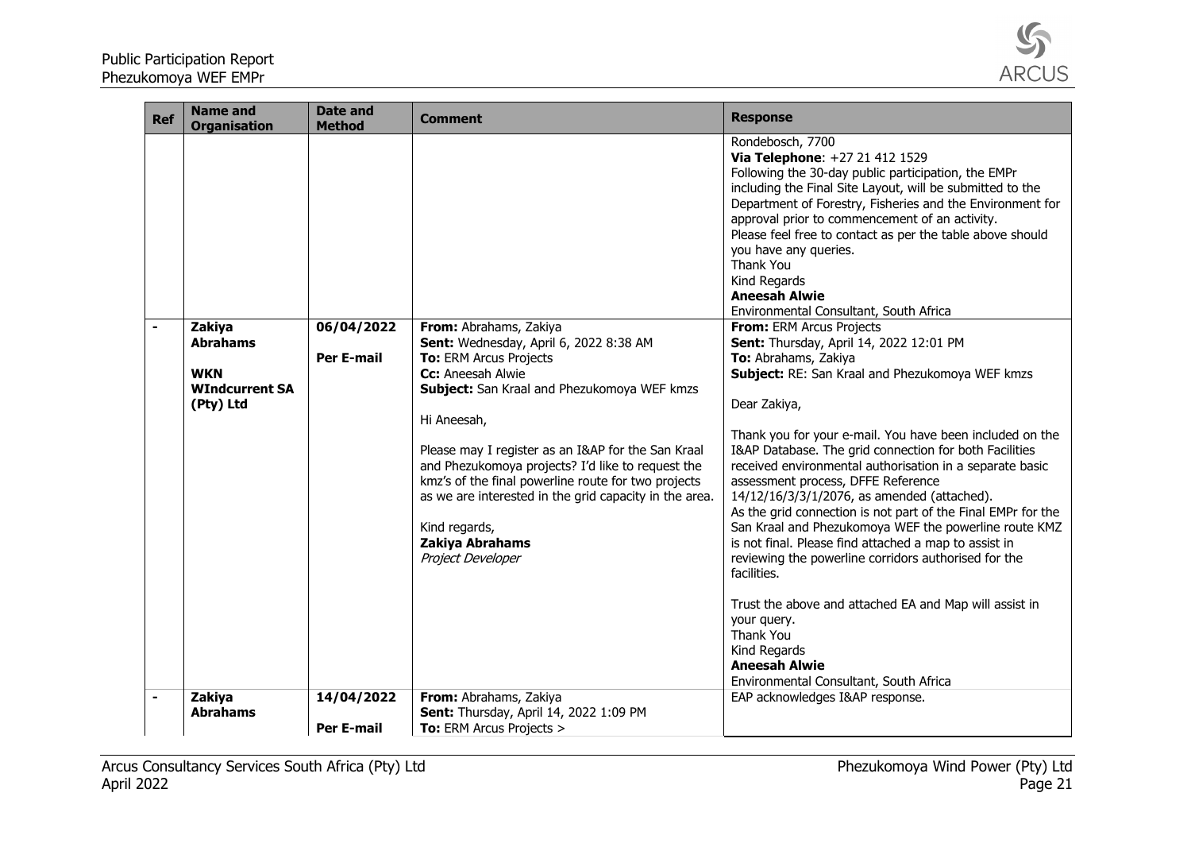| Ref | Name and Organisation | Date and Method | Comment | Response |
|---|---|---|---|---|
| | | | | Rondebosch, 7700<br>**Via Telephone**: +27 21 412 1529<br>Following the 30-day public participation, the EMPr including the Final Site Layout, will be submitted to the Department of Forestry, Fisheries and the Environment for approval prior to commencement of an activity.<br>Please feel free to contact as per the table above should you have any queries.<br>Thank You<br>Kind Regards<br>**Aneesah Alwie**<br>Environmental Consultant, South Africa |
| - | **Zakiya Abrahams**<br><br>**WKN WIndcurrent SA (Pty) Ltd** | **06/04/2022**<br><br>**Per E-mail** | **From:** Abrahams, Zakiya<br>**Sent:** Wednesday, April 6, 2022 8:38 AM<br>**To:** ERM Arcus Projects<br>**Cc:** Aneesah Alwie<br>**Subject:** San Kraal and Phezukomoya WEF kmzs<br><br>Hi Aneesah,<br><br>Please may I register as an I&AP for the San Kraal and Phezukomoya projects? I'd like to request the kmz's of the final powerline route for two projects as we are interested in the grid capacity in the area.<br><br>Kind regards,<br>**Zakiya Abrahams**<br>*Project Developer* | **From:** ERM Arcus Projects<br>**Sent:** Thursday, April 14, 2022 12:01 PM<br>**To:** Abrahams, Zakiya<br>**Subject:** RE: San Kraal and Phezukomoya WEF kmzs<br><br>Dear Zakiya,<br><br>Thank you for your e-mail. You have been included on the I&AP Database. The grid connection for both Facilities received environmental authorisation in a separate basic assessment process, DFFE Reference 14/12/16/3/3/1/2076, as amended (attached).<br>As the grid connection is not part of the Final EMPr for the San Kraal and Phezukomoya WEF the powerline route KMZ is not final. Please find attached a map to assist in reviewing the powerline corridors authorised for the facilities.<br><br>Trust the above and attached EA and Map will assist in your query.<br>Thank You<br>Kind Regards<br>**Aneesah Alwie**<br>Environmental Consultant, South Africa |
| - | **Zakiya Abrahams** | **14/04/2022**<br><br>**Per E-mail** | **From:** Abrahams, Zakiya<br>**Sent:** Thursday, April 14, 2022 1:09 PM<br>**To:** ERM Arcus Projects > | EAP acknowledges I&AP response. |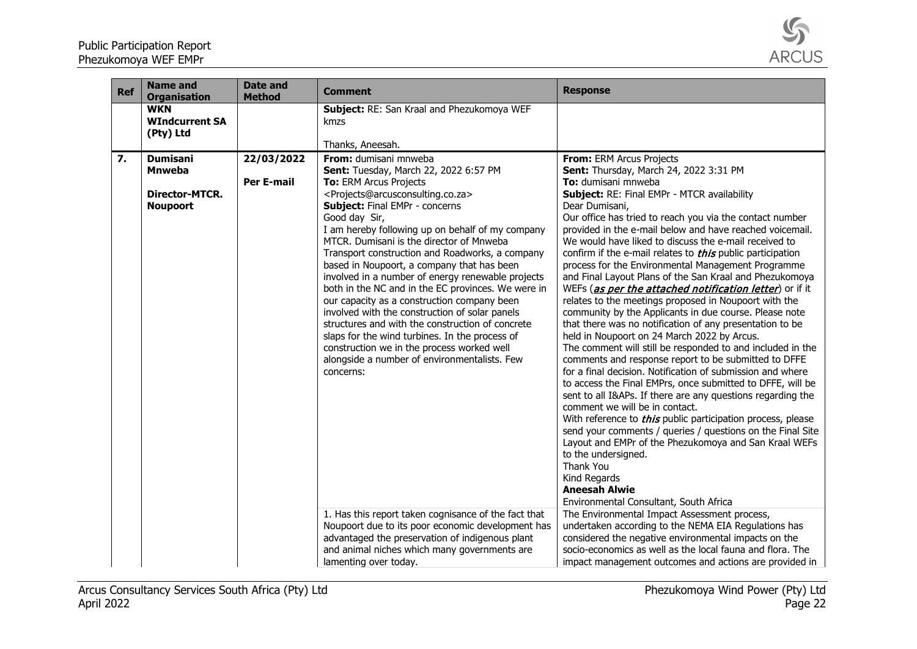| Ref | Name and Organisation | Date and Method | Comment | Response |
|---|---|---|---|---|
| | **WKN WIndcurrent SA (Pty) Ltd** | | **Subject:** RE: San Kraal and Phezukomoya WEF kmzs<br><br>Thanks, Aneesah. | |
| **7.** | **Dumisani Mnweba**<br><br>**Director-MTCR. Noupoort** | **22/03/2022**<br><br>**Per E-mail** | **From:** dumisani mnweba<br>**Sent:** Tuesday, March 22, 2022 6:57 PM<br>**To:** ERM Arcus Projects <Projects@arcusconsulting.co.za><br>**Subject:** Final EMPr - concerns<br>Good day Sir,<br>I am hereby following up on behalf of my company MTCR. Dumisani is the director of Mnweba Transport construction and Roadworks, a company based in Noupoort, a company that has been involved in a number of energy renewable projects both in the NC and in the EC provinces. We were in our capacity as a construction company been involved with the construction of solar panels structures and with the construction of concrete slaps for the wind turbines. In the process of construction we in the process worked well alongside a number of environmentalists. Few concerns: | **From:** ERM Arcus Projects<br>**Sent:** Thursday, March 24, 2022 3:31 PM<br>**To:** dumisani mnweba<br>**Subject:** RE: Final EMPr - MTCR availability<br>Dear Dumisani,<br>Our office has tried to reach you via the contact number provided in the e-mail below and have reached voicemail. We would have liked to discuss the e-mail received to confirm if the e-mail relates to ***this*** public participation process for the Environmental Management Programme and Final Layout Plans of the San Kraal and Phezukomoya WEFs (***as per the attached notification letter***) or if it relates to the meetings proposed in Noupoort with the community by the Applicants in due course. Please note that there was no notification of any presentation to be held in Noupoort on 24 March 2022 by Arcus.<br>The comment will still be responded to and included in the comments and response report to be submitted to DFFE for a final decision. Notification of submission and where to access the Final EMPrs, once submitted to DFFE, will be sent to all I&APs. If there are any questions regarding the comment we will be in contact.<br>With reference to ***this*** public participation process, please send your comments / queries / questions on the Final Site Layout and EMPr of the Phezukomoya and San Kraal WEFs to the undersigned.<br>Thank You<br>Kind Regards<br>**Aneesah Alwie**<br>Environmental Consultant, South Africa |
| | | | 1. Has this report taken cognisance of the fact that Noupoort due to its poor economic development has advantaged the preservation of indigenous plant and animal niches which many governments are lamenting over today. | The Environmental Impact Assessment process, undertaken according to the NEMA EIA Regulations has considered the negative environmental impacts on the socio-economics as well as the local fauna and flora. The impact management outcomes and actions are provided in |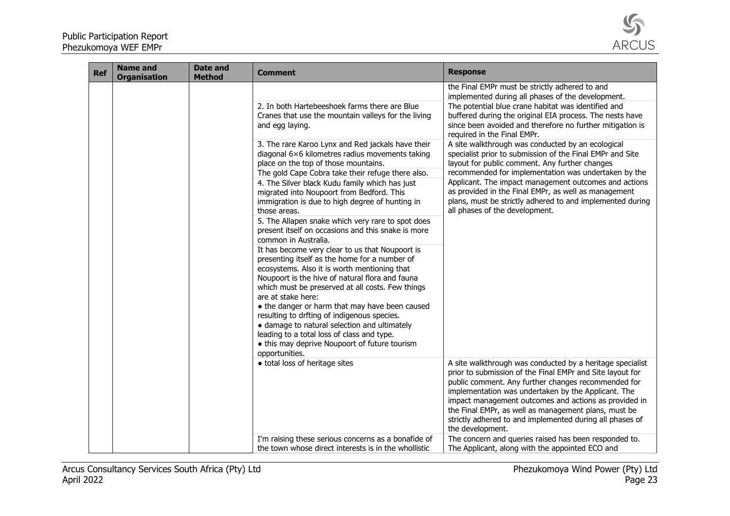| Ref | Name and Organisation | Date and Method | Comment | Response |
|---|---|---|---|---|
| | | | | the Final EMPr must be strictly adhered to and implemented during all phases of the development. |
| | | | 2. In both Hartebeeshoek farms there are Blue Cranes that use the mountain valleys for the living and egg laying. | The potential blue crane habitat was identified and buffered during the original EIA process. The nests have since been avoided and therefore no further mitigation is required in the Final EMPr. |
| | | | 3. The rare Karoo Lynx and Red jackals have their diagonal 6×6 kilometres radius movements taking place on the top of those mountains.<br>The gold Cape Cobra take their refuge there also.<br>4. The Silver black Kudu family which has just migrated into Noupoort from Bedford. This immigration is due to high degree of hunting in those areas.<br>5. The Allapen snake which very rare to spot does present itself on occasions and this snake is more common in Australia.<br>It has become very clear to us that Noupoort is presenting itself as the home for a number of ecosystems. Also it is worth mentioning that Noupoort is the hive of natural flora and fauna which must be preserved at all costs. Few things are at stake here:<br>• the danger or harm that may have been caused resulting to drfting of indigenous species.<br>• damage to natural selection and ultimately leading to a total loss of class and type.<br>• this may deprive Noupoort of future tourism opportunities. | A site walkthrough was conducted by an ecological specialist prior to submission of the Final EMPr and Site layout for public comment. Any further changes recommended for implementation was undertaken by the Applicant. The impact management outcomes and actions as provided in the Final EMPr, as well as management plans, must be strictly adhered to and implemented during all phases of the development. |
| | | | • total loss of heritage sites | A site walkthrough was conducted by a heritage specialist prior to submission of the Final EMPr and Site layout for public comment. Any further changes recommended for implementation was undertaken by the Applicant. The impact management outcomes and actions as provided in the Final EMPr, as well as management plans, must be strictly adhered to and implemented during all phases of the development. |
| | | | I'm raising these serious concerns as a bonafide of the town whose direct interests is in the whollistic | The concern and queries raised has been responded to. The Applicant, along with the appointed ECO and |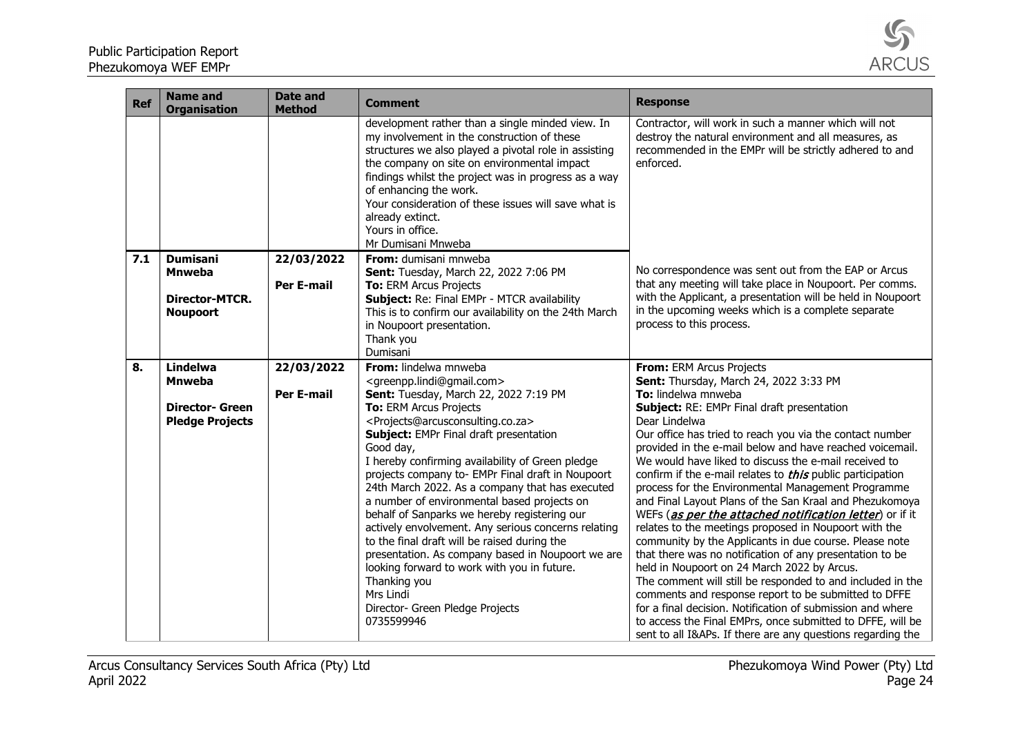| Ref | Name and Organisation | Date and Method | Comment | Response |
|---|---|---|---|---|
| | | | development rather than a single minded view. In my involvement in the construction of these structures we also played a pivotal role in assisting the company on site on environmental impact findings whilst the project was in progress as a way of enhancing the work.<br>Your consideration of these issues will save what is already extinct.<br>Yours in office.<br>Mr Dumisani Mnweba | Contractor, will work in such a manner which will not destroy the natural environment and all measures, as recommended in the EMPr will be strictly adhered to and enforced. |
| **7.1** | **Dumisani Mnweba**<br><br>**Director-MTCR. Noupoort** | **22/03/2022**<br><br>**Per E-mail** | **From:** dumisani mnweba<br>**Sent:** Tuesday, March 22, 2022 7:06 PM<br>**To:** ERM Arcus Projects<br>**Subject:** Re: Final EMPr - MTCR availability<br>This is to confirm our availability on the 24th March in Noupoort presentation.<br>Thank you<br>Dumisani | No correspondence was sent out from the EAP or Arcus that any meeting will take place in Noupoort. Per comms. with the Applicant, a presentation will be held in Noupoort in the upcoming weeks which is a complete separate process to this process. |
| **8.** | **Lindelwa Mnweba**<br><br>**Director- Green Pledge Projects** | **22/03/2022**<br><br>**Per E-mail** | **From:** lindelwa mnweba <greenpp.lindi@gmail.com><br>**Sent:** Tuesday, March 22, 2022 7:19 PM<br>**To:** ERM Arcus Projects <Projects@arcusconsulting.co.za><br>**Subject:** EMPr Final draft presentation<br>Good day,<br>I hereby confirming availability of Green pledge projects company to- EMPr Final draft in Noupoort 24th March 2022. As a company that has executed a number of environmental based projects on behalf of Sanparks we hereby registering our actively envolvement. Any serious concerns relating to the final draft will be raised during the presentation. As company based in Noupoort we are looking forward to work with you in future.<br>Thanking you<br>Mrs Lindi<br>Director- Green Pledge Projects<br>0735599946 | **From:** ERM Arcus Projects<br>**Sent:** Thursday, March 24, 2022 3:33 PM<br>**To:** lindelwa mnweba<br>**Subject:** RE: EMPr Final draft presentation<br>Dear Lindelwa<br>Our office has tried to reach you via the contact number provided in the e-mail below and have reached voicemail. We would have liked to discuss the e-mail received to confirm if the e-mail relates to ***this*** public participation process for the Environmental Management Programme and Final Layout Plans of the San Kraal and Phezukomoya WEFs (***as per the attached notification letter***) or if it relates to the meetings proposed in Noupoort with the community by the Applicants in due course. Please note that there was no notification of any presentation to be held in Noupoort on 24 March 2022 by Arcus.<br>The comment will still be responded to and included in the comments and response report to be submitted to DFFE for a final decision. Notification of submission and where to access the Final EMPrs, once submitted to DFFE, will be sent to all I&APs. If there are any questions regarding the |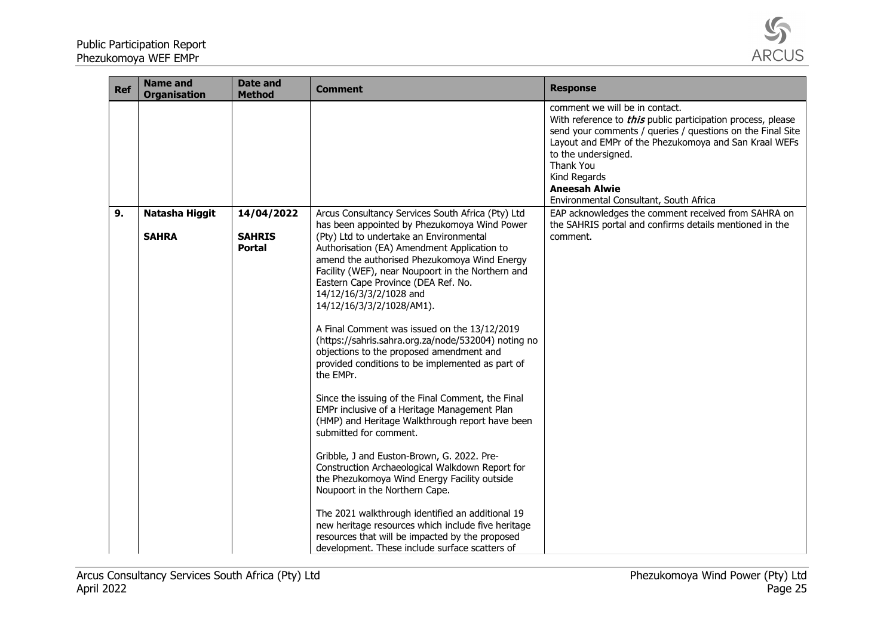| Ref | Name and Organisation | Date and Method | Comment | Response |
|---|---|---|---|---|
| | | | | comment we will be in contact.<br>With reference to *this* public participation process, please send your comments / queries / questions on the Final Site Layout and EMPr of the Phezukomoya and San Kraal WEFs to the undersigned.<br>Thank You<br>Kind Regards<br>**Aneesah Alwie**<br>Environmental Consultant, South Africa |
| **9.** | **Natasha Higgit**<br><br>**SAHRA** | **14/04/2022**<br><br>**SAHRIS Portal** | Arcus Consultancy Services South Africa (Pty) Ltd has been appointed by Phezukomoya Wind Power (Pty) Ltd to undertake an Environmental Authorisation (EA) Amendment Application to amend the authorised Phezukomoya Wind Energy Facility (WEF), near Noupoort in the Northern and Eastern Cape Province (DEA Ref. No. 14/12/16/3/3/2/1028 and 14/12/16/3/3/2/1028/AM1).<br><br>A Final Comment was issued on the 13/12/2019 (https://sahris.sahra.org.za/node/532004) noting no objections to the proposed amendment and provided conditions to be implemented as part of the EMPr.<br><br>Since the issuing of the Final Comment, the Final EMPr inclusive of a Heritage Management Plan (HMP) and Heritage Walkthrough report have been submitted for comment.<br><br>Gribble, J and Euston-Brown, G. 2022. Pre-Construction Archaeological Walkdown Report for the Phezukomoya Wind Energy Facility outside Noupoort in the Northern Cape.<br><br>The 2021 walkthrough identified an additional 19 new heritage resources which include five heritage resources that will be impacted by the proposed development. These include surface scatters of | EAP acknowledges the comment received from SAHRA on the SAHRIS portal and confirms details mentioned in the comment. |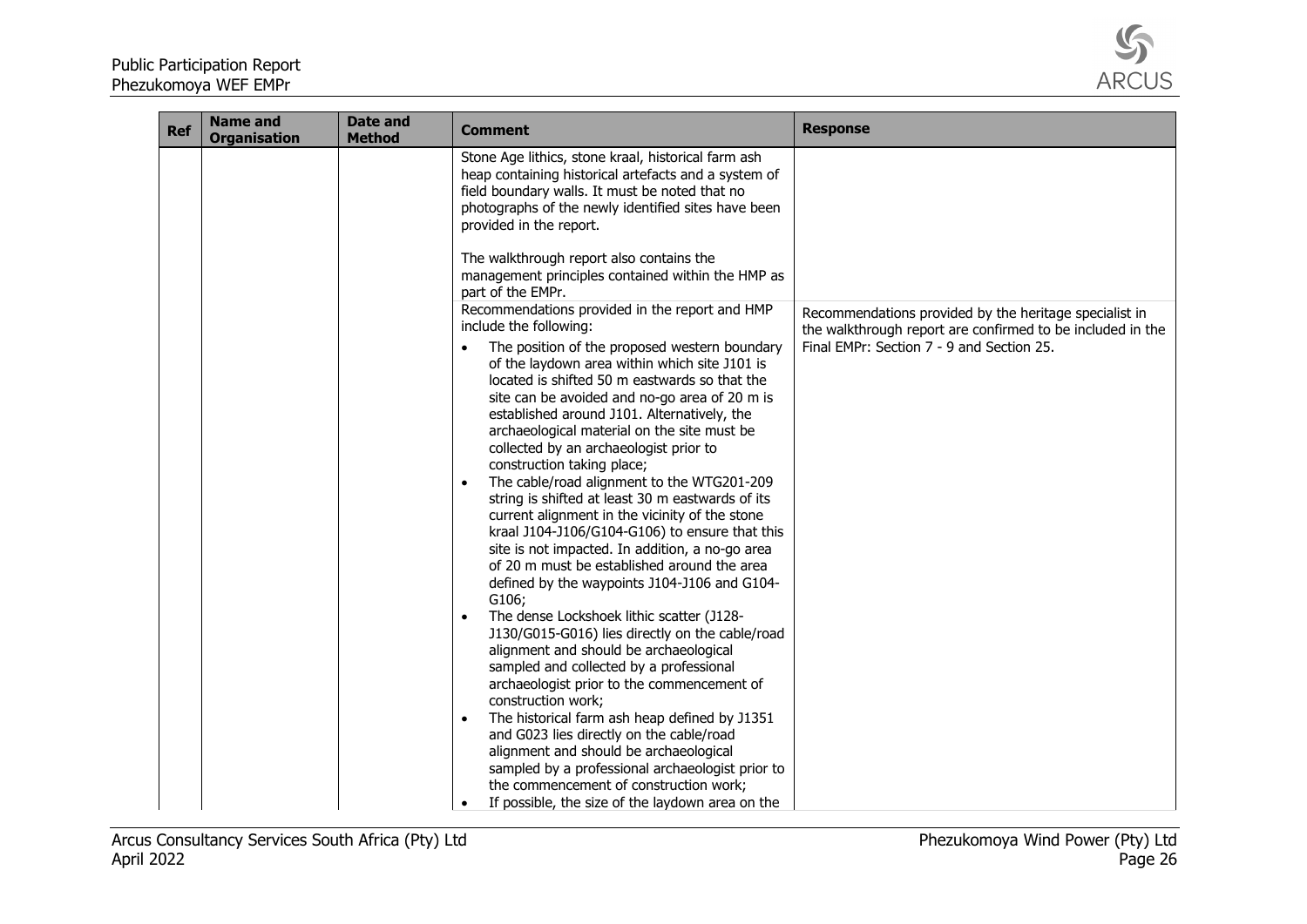| Ref | Name and Organisation | Date and Method | Comment | Response |
|---|---|---|---|---|
| | | | Stone Age lithics, stone kraal, historical farm ash heap containing historical artefacts and a system of field boundary walls. It must be noted that no photographs of the newly identified sites have been provided in the report.<br><br>The walkthrough report also contains the management principles contained within the HMP as part of the EMPr. | |
| | | | Recommendations provided in the report and HMP include the following:<br>• The position of the proposed western boundary of the laydown area within which site J101 is located is shifted 50 m eastwards so that the site can be avoided and no-go area of 20 m is established around J101. Alternatively, the archaeological material on the site must be collected by an archaeologist prior to construction taking place;<br>• The cable/road alignment to the WTG201-209 string is shifted at least 30 m eastwards of its current alignment in the vicinity of the stone kraal J104-J106/G104-G106) to ensure that this site is not impacted. In addition, a no-go area of 20 m must be established around the area defined by the waypoints J104-J106 and G104-G106;<br>• The dense Lockshoek lithic scatter (J128-J130/G015-G016) lies directly on the cable/road alignment and should be archaeological sampled and collected by a professional archaeologist prior to the commencement of construction work;<br>• The historical farm ash heap defined by J1351 and G023 lies directly on the cable/road alignment and should be archaeological sampled by a professional archaeologist prior to the commencement of construction work;<br>• If possible, the size of the laydown area on the | Recommendations provided by the heritage specialist in the walkthrough report are confirmed to be included in the Final EMPr: Section 7 - 9 and Section 25. |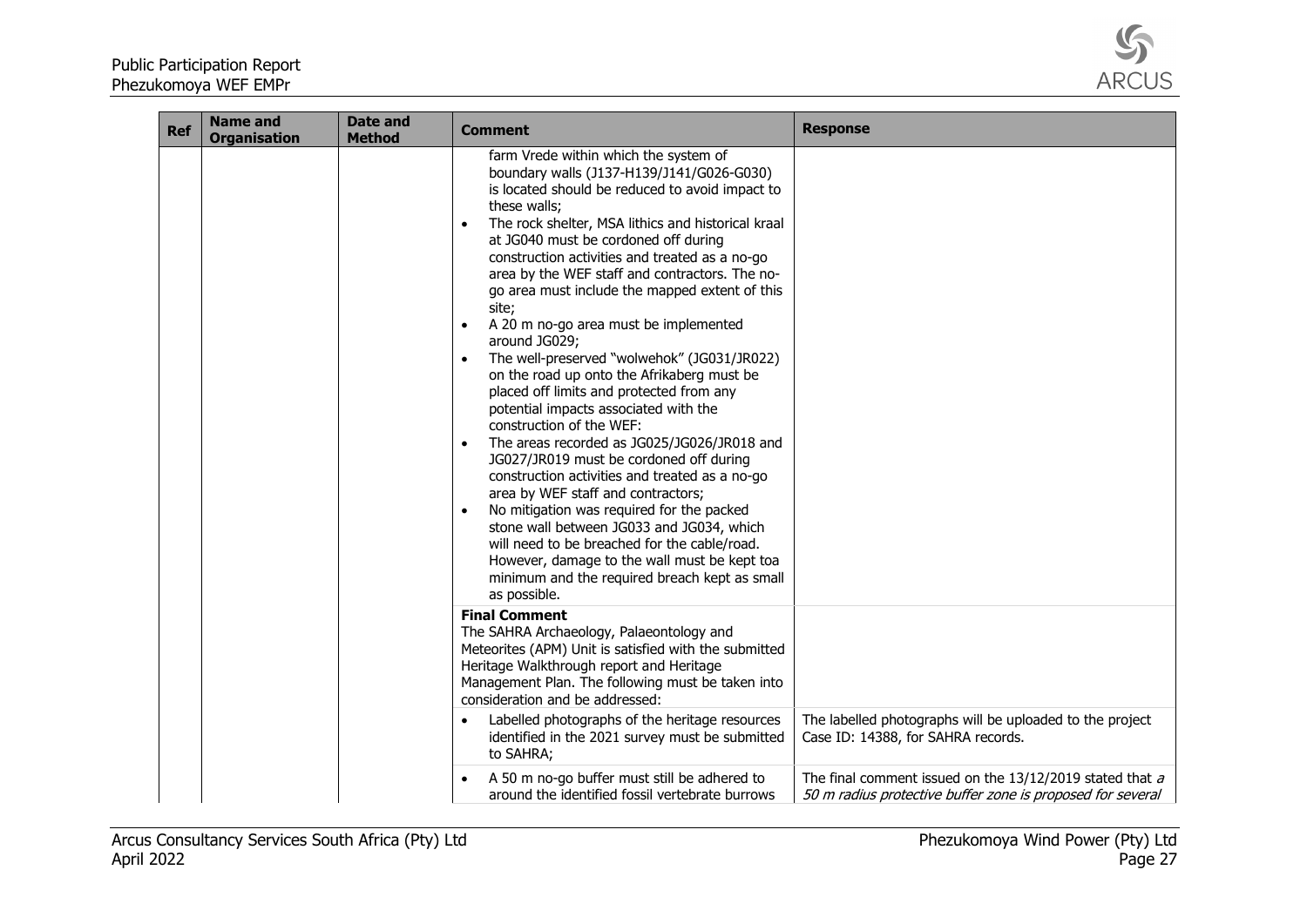| Ref | Name and Organisation | Date and Method | Comment | Response |
|---|---|---|---|---|
| | | | farm Vrede within which the system of boundary walls (J137-H139/J141/G026-G030) is located should be reduced to avoid impact to these walls;<br>• The rock shelter, MSA lithics and historical kraal at JG040 must be cordoned off during construction activities and treated as a no-go area by the WEF staff and contractors. The no-go area must include the mapped extent of this site;<br>• A 20 m no-go area must be implemented around JG029;<br>• The well-preserved "wolwehok" (JG031/JR022) on the road up onto the Afrikaberg must be placed off limits and protected from any potential impacts associated with the construction of the WEF:<br>• The areas recorded as JG025/JG026/JR018 and JG027/JR019 must be cordoned off during construction activities and treated as a no-go area by WEF staff and contractors;<br>• No mitigation was required for the packed stone wall between JG033 and JG034, which will need to be breached for the cable/road. However, damage to the wall must be kept toa minimum and the required breach kept as small as possible. | |
| | | | **Final Comment**<br>The SAHRA Archaeology, Palaeontology and Meteorites (APM) Unit is satisfied with the submitted Heritage Walkthrough report and Heritage Management Plan. The following must be taken into consideration and be addressed: | |
| | | | • Labelled photographs of the heritage resources identified in the 2021 survey must be submitted to SAHRA; | The labelled photographs will be uploaded to the project Case ID: 14388, for SAHRA records. |
| | | | • A 50 m no-go buffer must still be adhered to around the identified fossil vertebrate burrows | The final comment issued on the 13/12/2019 stated that *a 50 m radius protective buffer zone is proposed for several* |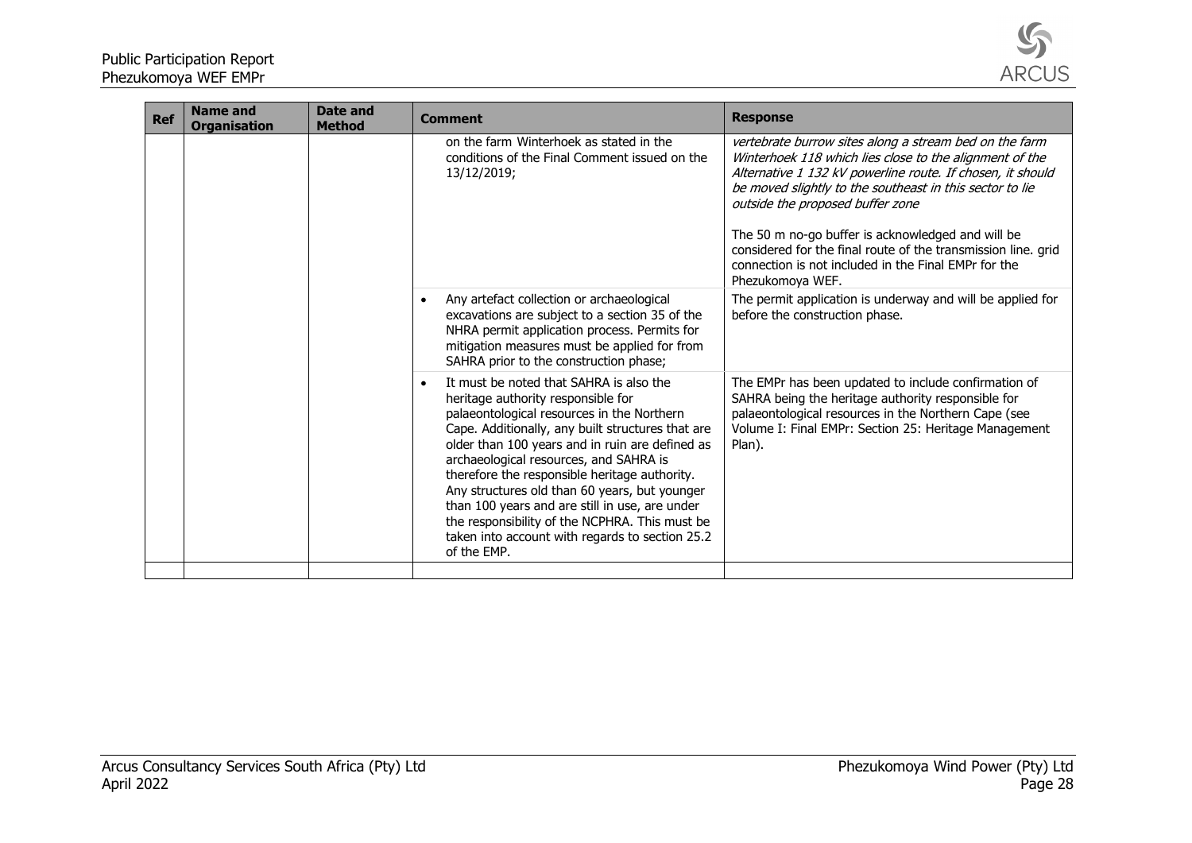| Ref | Name and Organisation | Date and Method | Comment | Response |
|---|---|---|---|---|
| | | | on the farm Winterhoek as stated in the conditions of the Final Comment issued on the 13/12/2019; | *vertebrate burrow sites along a stream bed on the farm Winterhoek 118 which lies close to the alignment of the Alternative 1 132 kV powerline route. If chosen, it should be moved slightly to the southeast in this sector to lie outside the proposed buffer zone*<br><br>The 50 m no-go buffer is acknowledged and will be considered for the final route of the transmission line. grid connection is not included in the Final EMPr for the Phezukomoya WEF. |
| | | | • Any artefact collection or archaeological excavations are subject to a section 35 of the NHRA permit application process. Permits for mitigation measures must be applied for from SAHRA prior to the construction phase; | The permit application is underway and will be applied for before the construction phase. |
| | | | • It must be noted that SAHRA is also the heritage authority responsible for palaeontological resources in the Northern Cape. Additionally, any built structures that are older than 100 years and in ruin are defined as archaeological resources, and SAHRA is therefore the responsible heritage authority. Any structures old than 60 years, but younger than 100 years and are still in use, are under the responsibility of the NCPHRA. This must be taken into account with regards to section 25.2 of the EMP. | The EMPr has been updated to include confirmation of SAHRA being the heritage authority responsible for palaeontological resources in the Northern Cape (see Volume I: Final EMPr: Section 25: Heritage Management Plan). |
| | | | | |